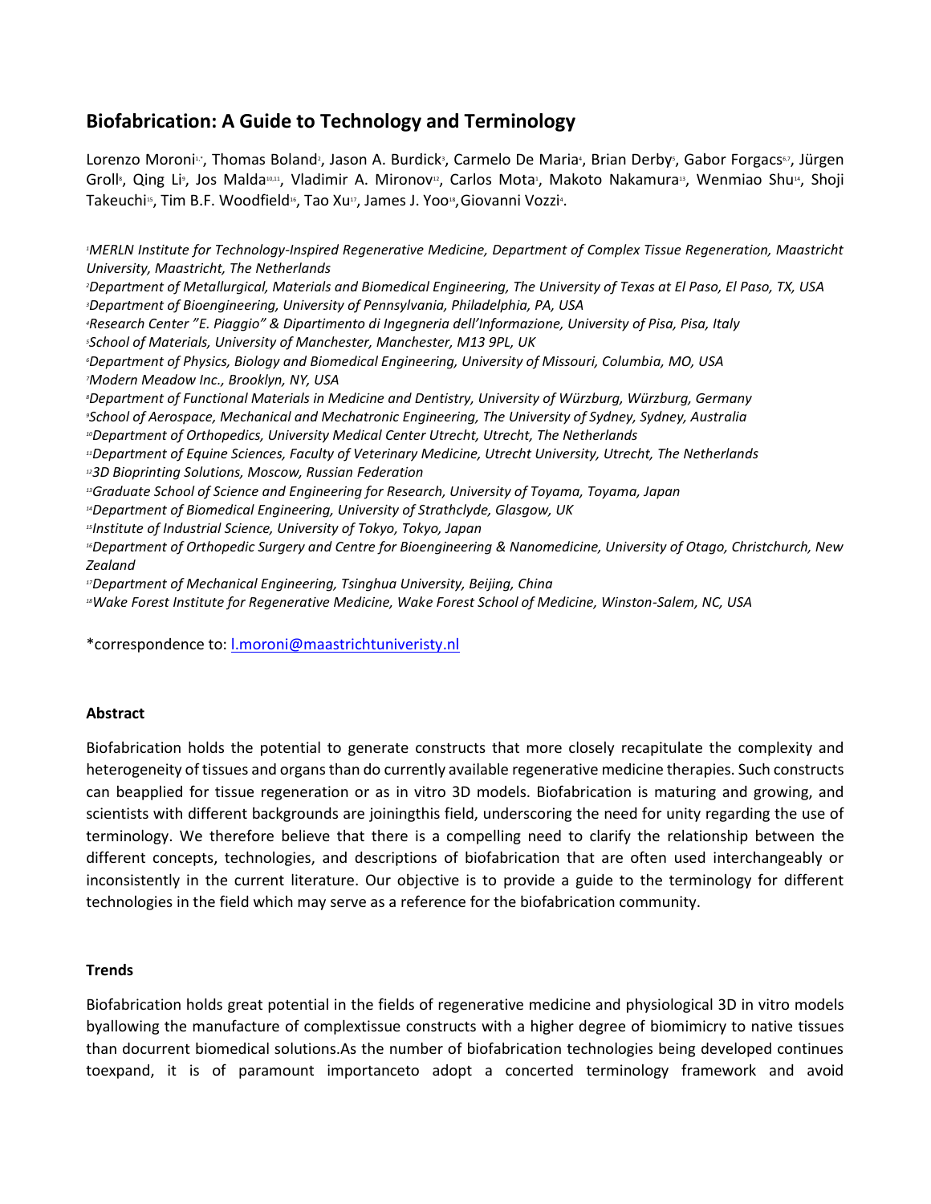# Biofabrication: A Guide to Technology and Terminology

Lorenzo Moroni[1,*], Thomas Boland[2], Jason A. Burdick[3], Carmelo De Maria[4], Brian Derby[5], Gabor Forgacs[6,7], Jürgen Groll[8], Qing Li[9], Jos Malda[10,11], Vladimir A. Mironov[12], Carlos Mota[1], Makoto Nakamura[13], Wenmiao Shu[14], Shoji Takeuchi[15], Tim B.F. Woodfield[16], Tao Xu[17], James J. Yoo[18], Giovanni Vozzi[4].

*[1]MERLN Institute for Technology-Inspired Regenerative Medicine, Department of Complex Tissue Regeneration, Maastricht University, Maastricht, The Netherlands*
*[2]Department of Metallurgical, Materials and Biomedical Engineering, The University of Texas at El Paso, El Paso, TX, USA*
*[3]Department of Bioengineering, University of Pennsylvania, Philadelphia, PA, USA*
*[4]Research Center "E. Piaggio" & Dipartimento di Ingegneria dell'Informazione, University of Pisa, Pisa, Italy*
*[5]School of Materials, University of Manchester, Manchester, M13 9PL, UK*
*[6]Department of Physics, Biology and Biomedical Engineering, University of Missouri, Columbia, MO, USA*
*[7]Modern Meadow Inc., Brooklyn, NY, USA*
*[8]Department of Functional Materials in Medicine and Dentistry, University of Würzburg, Würzburg, Germany*
*[9]School of Aerospace, Mechanical and Mechatronic Engineering, The University of Sydney, Sydney, Australia*
*[10]Department of Orthopedics, University Medical Center Utrecht, Utrecht, The Netherlands*
*[11]Department of Equine Sciences, Faculty of Veterinary Medicine, Utrecht University, Utrecht, The Netherlands*
*[12]3D Bioprinting Solutions, Moscow, Russian Federation*
*[13]Graduate School of Science and Engineering for Research, University of Toyama, Toyama, Japan*
*[14]Department of Biomedical Engineering, University of Strathclyde, Glasgow, UK*
*[15]Institute of Industrial Science, University of Tokyo, Tokyo, Japan*
*[16]Department of Orthopedic Surgery and Centre for Bioengineering & Nanomedicine, University of Otago, Christchurch, New Zealand*
*[17]Department of Mechanical Engineering, Tsinghua University, Beijing, China*
*[18]Wake Forest Institute for Regenerative Medicine, Wake Forest School of Medicine, Winston-Salem, NC, USA*

*correspondence to: l.moroni@maastrichtuniveristy.nl

## Abstract

Biofabrication holds the potential to generate constructs that more closely recapitulate the complexity and heterogeneity of tissues and organs than do currently available regenerative medicine therapies. Such constructs can beapplied for tissue regeneration or as in vitro 3D models. Biofabrication is maturing and growing, and scientists with different backgrounds are joiningthis field, underscoring the need for unity regarding the use of terminology. We therefore believe that there is a compelling need to clarify the relationship between the different concepts, technologies, and descriptions of biofabrication that are often used interchangeably or inconsistently in the current literature. Our objective is to provide a guide to the terminology for different technologies in the field which may serve as a reference for the biofabrication community.

## Trends

Biofabrication holds great potential in the fields of regenerative medicine and physiological 3D in vitro models byallowing the manufacture of complextissue constructs with a higher degree of biomimicry to native tissues than docurrent biomedical solutions.As the number of biofabrication technologies being developed continues toexpand, it is of paramount importanceto adopt a concerted terminology framework and avoid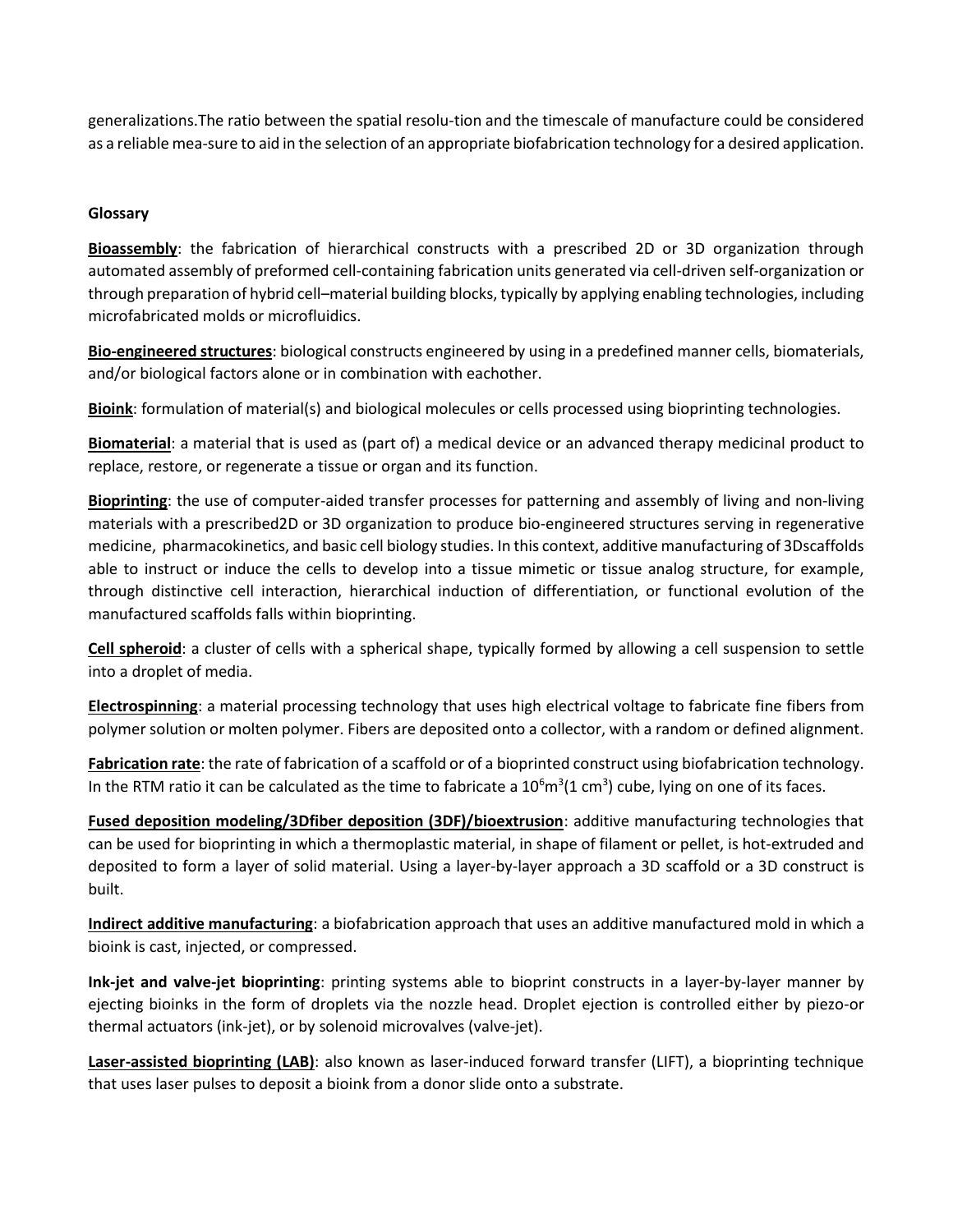generalizations.The ratio between the spatial resolu-tion and the timescale of manufacture could be considered as a reliable mea-sure to aid in the selection of an appropriate biofabrication technology for a desired application.

**Glossary**

**Bioassembly**: the fabrication of hierarchical constructs with a prescribed 2D or 3D organization through automated assembly of preformed cell-containing fabrication units generated via cell-driven self-organization or through preparation of hybrid cell–material building blocks, typically by applying enabling technologies, including microfabricated molds or microfluidics.

**Bio-engineered structures**: biological constructs engineered by using in a predefined manner cells, biomaterials, and/or biological factors alone or in combination with eachother.

**Bioink**: formulation of material(s) and biological molecules or cells processed using bioprinting technologies.

**Biomaterial**: a material that is used as (part of) a medical device or an advanced therapy medicinal product to replace, restore, or regenerate a tissue or organ and its function.

**Bioprinting**: the use of computer-aided transfer processes for patterning and assembly of living and non-living materials with a prescribed2D or 3D organization to produce bio-engineered structures serving in regenerative medicine, pharmacokinetics, and basic cell biology studies. In this context, additive manufacturing of 3Dscaffolds able to instruct or induce the cells to develop into a tissue mimetic or tissue analog structure, for example, through distinctive cell interaction, hierarchical induction of differentiation, or functional evolution of the manufactured scaffolds falls within bioprinting.

**Cell spheroid**: a cluster of cells with a spherical shape, typically formed by allowing a cell suspension to settle into a droplet of media.

**Electrospinning**: a material processing technology that uses high electrical voltage to fabricate fine fibers from polymer solution or molten polymer. Fibers are deposited onto a collector, with a random or defined alignment.

**Fabrication rate**: the rate of fabrication of a scaffold or of a bioprinted construct using biofabrication technology. In the RTM ratio it can be calculated as the time to fabricate a $10^6 m^3$(1 $cm^3$) cube, lying on one of its faces.

**Fused deposition modeling/3Dfiber deposition (3DF)/bioextrusion**: additive manufacturing technologies that can be used for bioprinting in which a thermoplastic material, in shape of filament or pellet, is hot-extruded and deposited to form a layer of solid material. Using a layer-by-layer approach a 3D scaffold or a 3D construct is built.

**Indirect additive manufacturing**: a biofabrication approach that uses an additive manufactured mold in which a bioink is cast, injected, or compressed.

**Ink-jet and valve-jet bioprinting**: printing systems able to bioprint constructs in a layer-by-layer manner by ejecting bioinks in the form of droplets via the nozzle head. Droplet ejection is controlled either by piezo-or thermal actuators (ink-jet), or by solenoid microvalves (valve-jet).

**Laser-assisted bioprinting (LAB)**: also known as laser-induced forward transfer (LIFT), a bioprinting technique that uses laser pulses to deposit a bioink from a donor slide onto a substrate.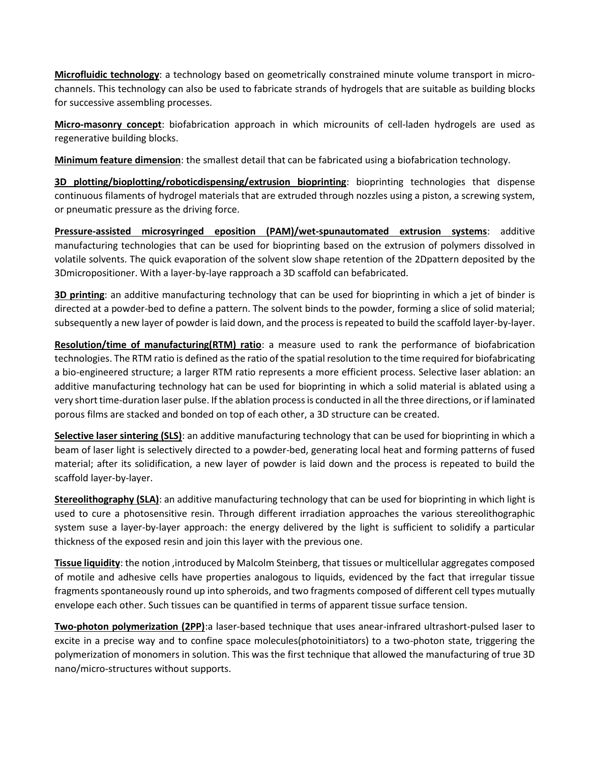**Microfluidic technology**: a technology based on geometrically constrained minute volume transport in micro-channels. This technology can also be used to fabricate strands of hydrogels that are suitable as building blocks for successive assembling processes.

**Micro-masonry concept**: biofabrication approach in which microunits of cell-laden hydrogels are used as regenerative building blocks.

**Minimum feature dimension**: the smallest detail that can be fabricated using a biofabrication technology.

**3D plotting/bioplotting/roboticdispensing/extrusion bioprinting**: bioprinting technologies that dispense continuous filaments of hydrogel materials that are extruded through nozzles using a piston, a screwing system, or pneumatic pressure as the driving force.

**Pressure-assisted microsyringed eposition (PAM)/wet-spunautomated extrusion systems**: additive manufacturing technologies that can be used for bioprinting based on the extrusion of polymers dissolved in volatile solvents. The quick evaporation of the solvent slow shape retention of the 2Dpattern deposited by the 3Dmicropositioner. With a layer-by-laye rapproach a 3D scaffold can befabricated.

**3D printing**: an additive manufacturing technology that can be used for bioprinting in which a jet of binder is directed at a powder-bed to define a pattern. The solvent binds to the powder, forming a slice of solid material; subsequently a new layer of powder is laid down, and the process is repeated to build the scaffold layer-by-layer.

**Resolution/time of manufacturing(RTM) ratio**: a measure used to rank the performance of biofabrication technologies. The RTM ratio is defined as the ratio of the spatial resolution to the time required for biofabricating a bio-engineered structure; a larger RTM ratio represents a more efficient process. Selective laser ablation: an additive manufacturing technology hat can be used for bioprinting in which a solid material is ablated using a very short time-duration laser pulse. If the ablation process is conducted in all the three directions, or if laminated porous films are stacked and bonded on top of each other, a 3D structure can be created.

**Selective laser sintering (SLS)**: an additive manufacturing technology that can be used for bioprinting in which a beam of laser light is selectively directed to a powder-bed, generating local heat and forming patterns of fused material; after its solidification, a new layer of powder is laid down and the process is repeated to build the scaffold layer-by-layer.

**Stereolithography (SLA)**: an additive manufacturing technology that can be used for bioprinting in which light is used to cure a photosensitive resin. Through different irradiation approaches the various stereolithographic system suse a layer-by-layer approach: the energy delivered by the light is sufficient to solidify a particular thickness of the exposed resin and join this layer with the previous one.

**Tissue liquidity**: the notion ,introduced by Malcolm Steinberg, that tissues or multicellular aggregates composed of motile and adhesive cells have properties analogous to liquids, evidenced by the fact that irregular tissue fragments spontaneously round up into spheroids, and two fragments composed of different cell types mutually envelope each other. Such tissues can be quantified in terms of apparent tissue surface tension.

**Two-photon polymerization (2PP)**:a laser-based technique that uses anear-infrared ultrashort-pulsed laser to excite in a precise way and to confine space molecules(photoinitiators) to a two-photon state, triggering the polymerization of monomers in solution. This was the first technique that allowed the manufacturing of true 3D nano/micro-structures without supports.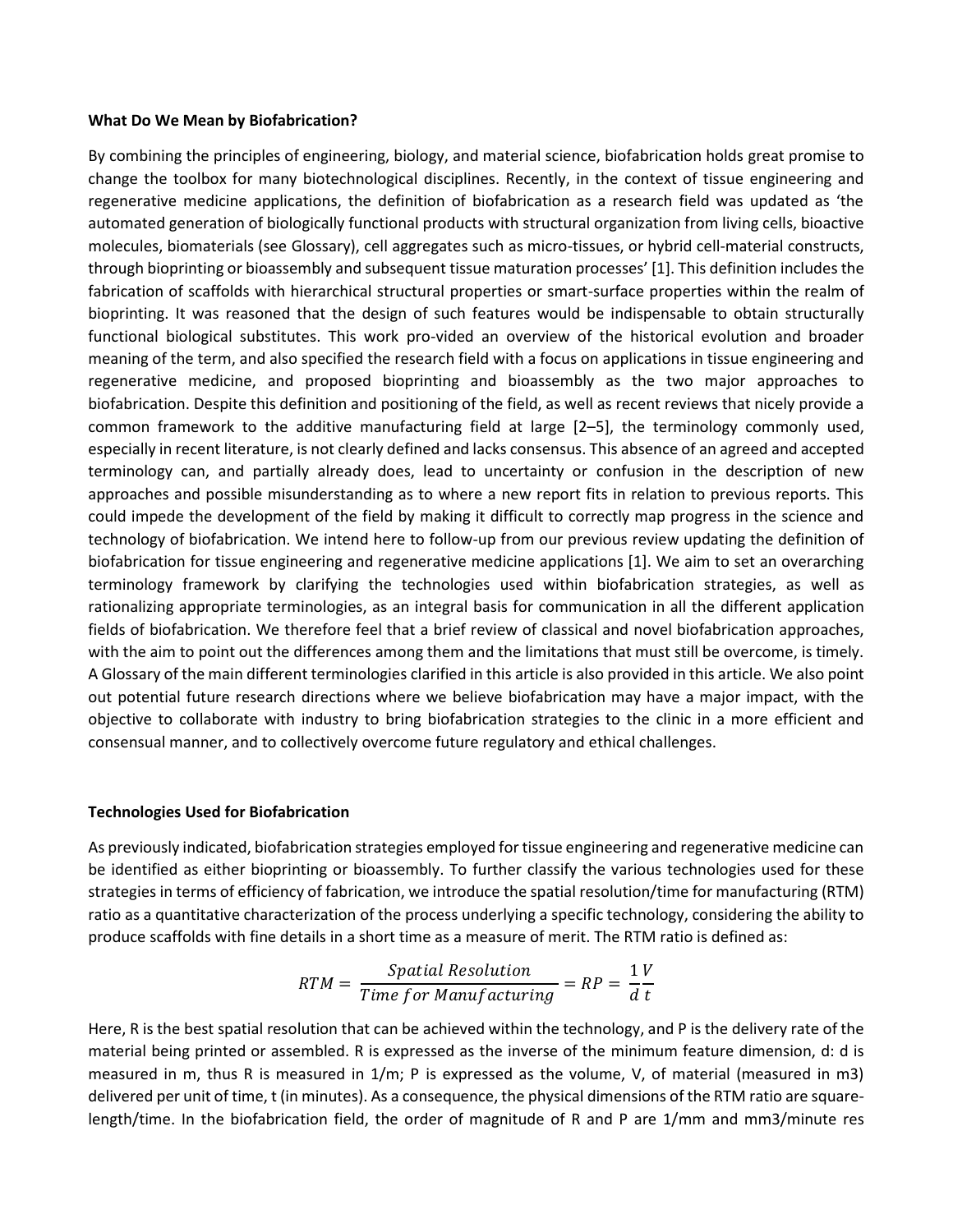**What Do We Mean by Biofabrication?**

By combining the principles of engineering, biology, and material science, biofabrication holds great promise to change the toolbox for many biotechnological disciplines. Recently, in the context of tissue engineering and regenerative medicine applications, the definition of biofabrication as a research field was updated as 'the automated generation of biologically functional products with structural organization from living cells, bioactive molecules, biomaterials (see Glossary), cell aggregates such as micro-tissues, or hybrid cell-material constructs, through bioprinting or bioassembly and subsequent tissue maturation processes' [1]. This definition includes the fabrication of scaffolds with hierarchical structural properties or smart-surface properties within the realm of bioprinting. It was reasoned that the design of such features would be indispensable to obtain structurally functional biological substitutes. This work pro-vided an overview of the historical evolution and broader meaning of the term, and also specified the research field with a focus on applications in tissue engineering and regenerative medicine, and proposed bioprinting and bioassembly as the two major approaches to biofabrication. Despite this definition and positioning of the field, as well as recent reviews that nicely provide a common framework to the additive manufacturing field at large [2–5], the terminology commonly used, especially in recent literature, is not clearly defined and lacks consensus. This absence of an agreed and accepted terminology can, and partially already does, lead to uncertainty or confusion in the description of new approaches and possible misunderstanding as to where a new report fits in relation to previous reports. This could impede the development of the field by making it difficult to correctly map progress in the science and technology of biofabrication. We intend here to follow-up from our previous review updating the definition of biofabrication for tissue engineering and regenerative medicine applications [1]. We aim to set an overarching terminology framework by clarifying the technologies used within biofabrication strategies, as well as rationalizing appropriate terminologies, as an integral basis for communication in all the different application fields of biofabrication. We therefore feel that a brief review of classical and novel biofabrication approaches, with the aim to point out the differences among them and the limitations that must still be overcome, is timely. A Glossary of the main different terminologies clarified in this article is also provided in this article. We also point out potential future research directions where we believe biofabrication may have a major impact, with the objective to collaborate with industry to bring biofabrication strategies to the clinic in a more efficient and consensual manner, and to collectively overcome future regulatory and ethical challenges.

**Technologies Used for Biofabrication**

As previously indicated, biofabrication strategies employed for tissue engineering and regenerative medicine can be identified as either bioprinting or bioassembly. To further classify the various technologies used for these strategies in terms of efficiency of fabrication, we introduce the spatial resolution/time for manufacturing (RTM) ratio as a quantitative characterization of the process underlying a specific technology, considering the ability to produce scaffolds with fine details in a short time as a measure of merit. The RTM ratio is defined as:

$$RTM = \frac{Spatial\ Resolution}{Time\ for\ Manufacturing} = RP = \frac{1}{d}\frac{V}{t}$$

Here, R is the best spatial resolution that can be achieved within the technology, and P is the delivery rate of the material being printed or assembled. R is expressed as the inverse of the minimum feature dimension, d: d is measured in m, thus R is measured in 1/m; P is expressed as the volume, V, of material (measured in m3) delivered per unit of time, t (in minutes). As a consequence, the physical dimensions of the RTM ratio are square-length/time. In the biofabrication field, the order of magnitude of R and P are 1/mm and mm3/minute res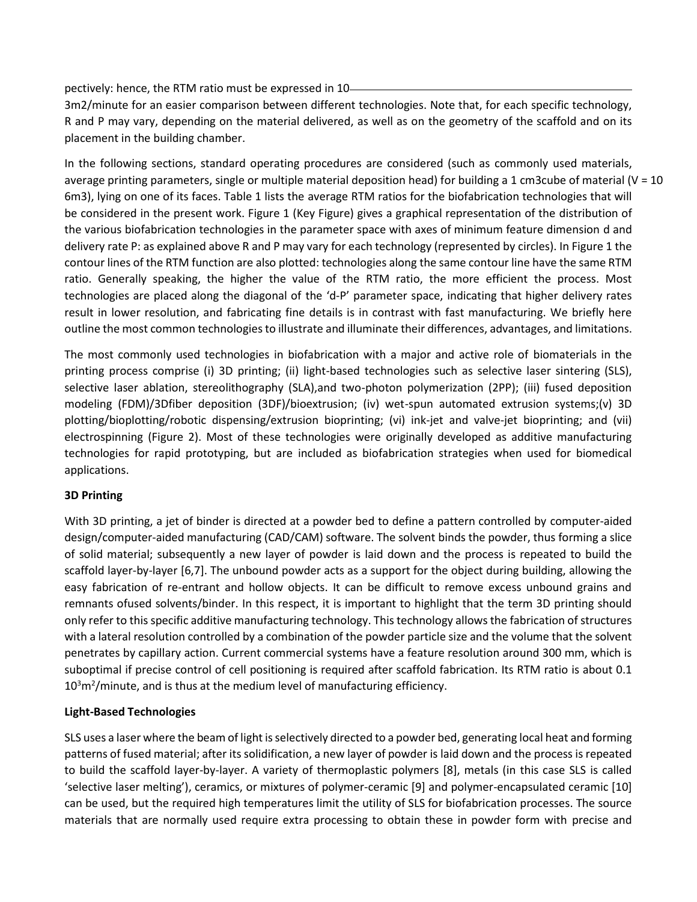pectively: hence, the RTM ratio must be expressed in 10-3m2/minute for an easier comparison between different technologies. Note that, for each specific technology, R and P may vary, depending on the material delivered, as well as on the geometry of the scaffold and on its placement in the building chamber.

In the following sections, standard operating procedures are considered (such as commonly used materials, average printing parameters, single or multiple material deposition head) for building a 1 cm3cube of material (V = 10 6m3), lying on one of its faces. Table 1 lists the average RTM ratios for the biofabrication technologies that will be considered in the present work. Figure 1 (Key Figure) gives a graphical representation of the distribution of the various biofabrication technologies in the parameter space with axes of minimum feature dimension d and delivery rate P: as explained above R and P may vary for each technology (represented by circles). In Figure 1 the contour lines of the RTM function are also plotted: technologies along the same contour line have the same RTM ratio. Generally speaking, the higher the value of the RTM ratio, the more efficient the process. Most technologies are placed along the diagonal of the 'd-P' parameter space, indicating that higher delivery rates result in lower resolution, and fabricating fine details is in contrast with fast manufacturing. We briefly here outline the most common technologies to illustrate and illuminate their differences, advantages, and limitations.

The most commonly used technologies in biofabrication with a major and active role of biomaterials in the printing process comprise (i) 3D printing; (ii) light-based technologies such as selective laser sintering (SLS), selective laser ablation, stereolithography (SLA),and two-photon polymerization (2PP); (iii) fused deposition modeling (FDM)/3Dfiber deposition (3DF)/bioextrusion; (iv) wet-spun automated extrusion systems;(v) 3D plotting/bioplotting/robotic dispensing/extrusion bioprinting; (vi) ink-jet and valve-jet bioprinting; and (vii) electrospinning (Figure 2). Most of these technologies were originally developed as additive manufacturing technologies for rapid prototyping, but are included as biofabrication strategies when used for biomedical applications.

**3D Printing**

With 3D printing, a jet of binder is directed at a powder bed to define a pattern controlled by computer-aided design/computer-aided manufacturing (CAD/CAM) software. The solvent binds the powder, thus forming a slice of solid material; subsequently a new layer of powder is laid down and the process is repeated to build the scaffold layer-by-layer [6,7]. The unbound powder acts as a support for the object during building, allowing the easy fabrication of re-entrant and hollow objects. It can be difficult to remove excess unbound grains and remnants ofused solvents/binder. In this respect, it is important to highlight that the term 3D printing should only refer to this specific additive manufacturing technology. This technology allows the fabrication of structures with a lateral resolution controlled by a combination of the powder particle size and the volume that the solvent penetrates by capillary action. Current commercial systems have a feature resolution around 300 mm, which is suboptimal if precise control of cell positioning is required after scaffold fabrication. Its RTM ratio is about 0.1 $10^3 m^2$/minute, and is thus at the medium level of manufacturing efficiency.

**Light-Based Technologies**

SLS uses a laser where the beam of light is selectively directed to a powder bed, generating local heat and forming patterns of fused material; after its solidification, a new layer of powder is laid down and the process is repeated to build the scaffold layer-by-layer. A variety of thermoplastic polymers [8], metals (in this case SLS is called 'selective laser melting'), ceramics, or mixtures of polymer-ceramic [9] and polymer-encapsulated ceramic [10] can be used, but the required high temperatures limit the utility of SLS for biofabrication processes. The source materials that are normally used require extra processing to obtain these in powder form with precise and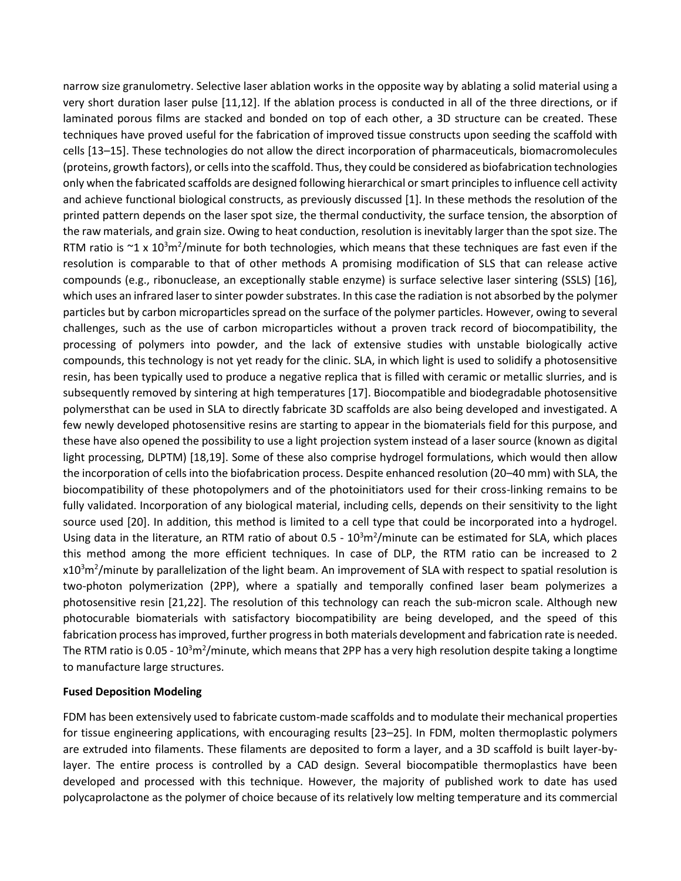narrow size granulometry. Selective laser ablation works in the opposite way by ablating a solid material using a very short duration laser pulse [11,12]. If the ablation process is conducted in all of the three directions, or if laminated porous films are stacked and bonded on top of each other, a 3D structure can be created. These techniques have proved useful for the fabrication of improved tissue constructs upon seeding the scaffold with cells [13–15]. These technologies do not allow the direct incorporation of pharmaceuticals, biomacromolecules (proteins, growth factors), or cells into the scaffold. Thus, they could be considered as biofabrication technologies only when the fabricated scaffolds are designed following hierarchical or smart principles to influence cell activity and achieve functional biological constructs, as previously discussed [1]. In these methods the resolution of the printed pattern depends on the laser spot size, the thermal conductivity, the surface tension, the absorption of the raw materials, and grain size. Owing to heat conduction, resolution is inevitably larger than the spot size. The RTM ratio is ~1 x $10^3$m$^2$/minute for both technologies, which means that these techniques are fast even if the resolution is comparable to that of other methods A promising modification of SLS that can release active compounds (e.g., ribonuclease, an exceptionally stable enzyme) is surface selective laser sintering (SSLS) [16], which uses an infrared laser to sinter powder substrates. In this case the radiation is not absorbed by the polymer particles but by carbon microparticles spread on the surface of the polymer particles. However, owing to several challenges, such as the use of carbon microparticles without a proven track record of biocompatibility, the processing of polymers into powder, and the lack of extensive studies with unstable biologically active compounds, this technology is not yet ready for the clinic. SLA, in which light is used to solidify a photosensitive resin, has been typically used to produce a negative replica that is filled with ceramic or metallic slurries, and is subsequently removed by sintering at high temperatures [17]. Biocompatible and biodegradable photosensitive polymersthat can be used in SLA to directly fabricate 3D scaffolds are also being developed and investigated. A few newly developed photosensitive resins are starting to appear in the biomaterials field for this purpose, and these have also opened the possibility to use a light projection system instead of a laser source (known as digital light processing, DLPTM) [18,19]. Some of these also comprise hydrogel formulations, which would then allow the incorporation of cells into the biofabrication process. Despite enhanced resolution (20–40 mm) with SLA, the biocompatibility of these photopolymers and of the photoinitiators used for their cross-linking remains to be fully validated. Incorporation of any biological material, including cells, depends on their sensitivity to the light source used [20]. In addition, this method is limited to a cell type that could be incorporated into a hydrogel. Using data in the literature, an RTM ratio of about 0.5 - $10^3$m$^2$/minute can be estimated for SLA, which places this method among the more efficient techniques. In case of DLP, the RTM ratio can be increased to 2 x$10^3$m$^2$/minute by parallelization of the light beam. An improvement of SLA with respect to spatial resolution is two-photon polymerization (2PP), where a spatially and temporally confined laser beam polymerizes a photosensitive resin [21,22]. The resolution of this technology can reach the sub-micron scale. Although new photocurable biomaterials with satisfactory biocompatibility are being developed, and the speed of this fabrication process has improved, further progress in both materials development and fabrication rate is needed. The RTM ratio is 0.05 - $10^3$m$^2$/minute, which means that 2PP has a very high resolution despite taking a longtime to manufacture large structures.

**Fused Deposition Modeling**

FDM has been extensively used to fabricate custom-made scaffolds and to modulate their mechanical properties for tissue engineering applications, with encouraging results [23–25]. In FDM, molten thermoplastic polymers are extruded into filaments. These filaments are deposited to form a layer, and a 3D scaffold is built layer-by-layer. The entire process is controlled by a CAD design. Several biocompatible thermoplastics have been developed and processed with this technique. However, the majority of published work to date has used polycaprolactone as the polymer of choice because of its relatively low melting temperature and its commercial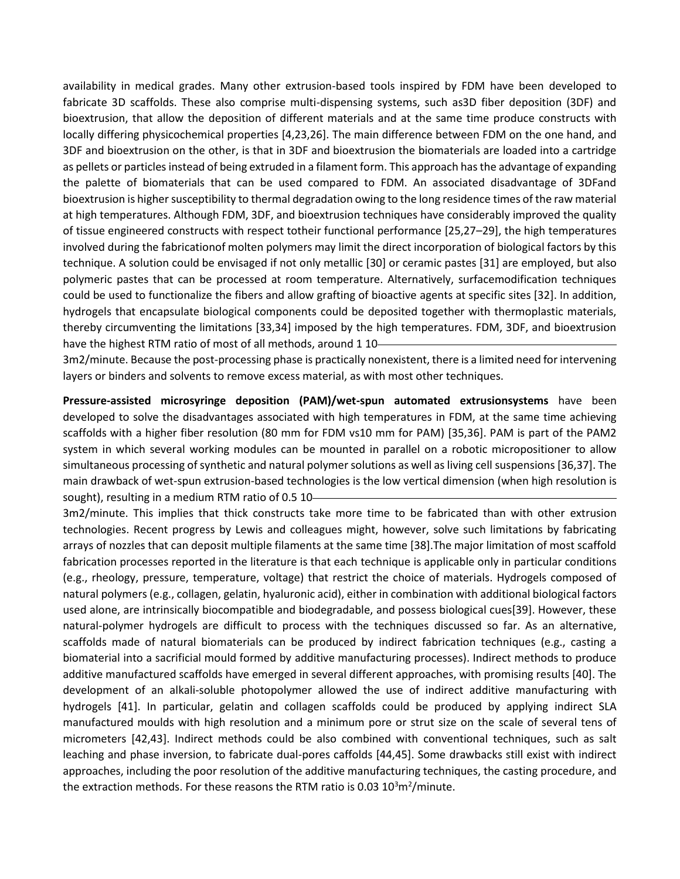availability in medical grades. Many other extrusion-based tools inspired by FDM have been developed to fabricate 3D scaffolds. These also comprise multi-dispensing systems, such as3D fiber deposition (3DF) and bioextrusion, that allow the deposition of different materials and at the same time produce constructs with locally differing physicochemical properties [4,23,26]. The main difference between FDM on the one hand, and 3DF and bioextrusion on the other, is that in 3DF and bioextrusion the biomaterials are loaded into a cartridge as pellets or particles instead of being extruded in a filament form. This approach has the advantage of expanding the palette of biomaterials that can be used compared to FDM. An associated disadvantage of 3DFand bioextrusion is higher susceptibility to thermal degradation owing to the long residence times of the raw material at high temperatures. Although FDM, 3DF, and bioextrusion techniques have considerably improved the quality of tissue engineered constructs with respect totheir functional performance [25,27–29], the high temperatures involved during the fabricationof molten polymers may limit the direct incorporation of biological factors by this technique. A solution could be envisaged if not only metallic [30] or ceramic pastes [31] are employed, but also polymeric pastes that can be processed at room temperature. Alternatively, surfacemodification techniques could be used to functionalize the fibers and allow grafting of bioactive agents at specific sites [32]. In addition, hydrogels that encapsulate biological components could be deposited together with thermoplastic materials, thereby circumventing the limitations [33,34] imposed by the high temperatures. FDM, 3DF, and bioextrusion have the highest RTM ratio of most of all methods, around 1 10

3m2/minute. Because the post-processing phase is practically nonexistent, there is a limited need for intervening layers or binders and solvents to remove excess material, as with most other techniques.

**Pressure-assisted microsyringe deposition (PAM)/wet-spun automated extrusionsystems** have been developed to solve the disadvantages associated with high temperatures in FDM, at the same time achieving scaffolds with a higher fiber resolution (80 mm for FDM vs10 mm for PAM) [35,36]. PAM is part of the PAM2 system in which several working modules can be mounted in parallel on a robotic micropositioner to allow simultaneous processing of synthetic and natural polymer solutions as well as living cell suspensions [36,37]. The main drawback of wet-spun extrusion-based technologies is the low vertical dimension (when high resolution is sought), resulting in a medium RTM ratio of 0.5 10

3m2/minute. This implies that thick constructs take more time to be fabricated than with other extrusion technologies. Recent progress by Lewis and colleagues might, however, solve such limitations by fabricating arrays of nozzles that can deposit multiple filaments at the same time [38].The major limitation of most scaffold fabrication processes reported in the literature is that each technique is applicable only in particular conditions (e.g., rheology, pressure, temperature, voltage) that restrict the choice of materials. Hydrogels composed of natural polymers (e.g., collagen, gelatin, hyaluronic acid), either in combination with additional biological factors used alone, are intrinsically biocompatible and biodegradable, and possess biological cues[39]. However, these natural-polymer hydrogels are difficult to process with the techniques discussed so far. As an alternative, scaffolds made of natural biomaterials can be produced by indirect fabrication techniques (e.g., casting a biomaterial into a sacrificial mould formed by additive manufacturing processes). Indirect methods to produce additive manufactured scaffolds have emerged in several different approaches, with promising results [40]. The development of an alkali-soluble photopolymer allowed the use of indirect additive manufacturing with hydrogels [41]. In particular, gelatin and collagen scaffolds could be produced by applying indirect SLA manufactured moulds with high resolution and a minimum pore or strut size on the scale of several tens of micrometers [42,43]. Indirect methods could be also combined with conventional techniques, such as salt leaching and phase inversion, to fabricate dual-pores caffolds [44,45]. Some drawbacks still exist with indirect approaches, including the poor resolution of the additive manufacturing techniques, the casting procedure, and the extraction methods. For these reasons the RTM ratio is 0.03 $10^3 m^2$/minute.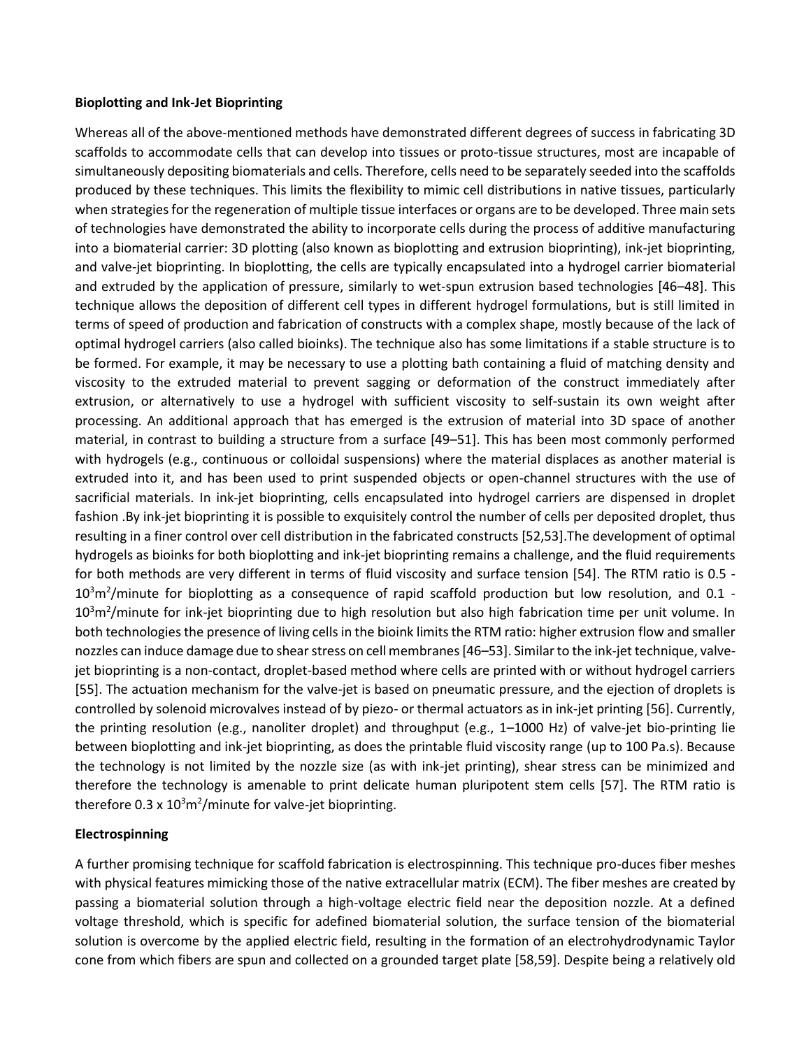**Bioplotting and Ink-Jet Bioprinting**

Whereas all of the above-mentioned methods have demonstrated different degrees of success in fabricating 3D scaffolds to accommodate cells that can develop into tissues or proto-tissue structures, most are incapable of simultaneously depositing biomaterials and cells. Therefore, cells need to be separately seeded into the scaffolds produced by these techniques. This limits the flexibility to mimic cell distributions in native tissues, particularly when strategies for the regeneration of multiple tissue interfaces or organs are to be developed. Three main sets of technologies have demonstrated the ability to incorporate cells during the process of additive manufacturing into a biomaterial carrier: 3D plotting (also known as bioplotting and extrusion bioprinting), ink-jet bioprinting, and valve-jet bioprinting. In bioplotting, the cells are typically encapsulated into a hydrogel carrier biomaterial and extruded by the application of pressure, similarly to wet-spun extrusion based technologies [46–48]. This technique allows the deposition of different cell types in different hydrogel formulations, but is still limited in terms of speed of production and fabrication of constructs with a complex shape, mostly because of the lack of optimal hydrogel carriers (also called bioinks). The technique also has some limitations if a stable structure is to be formed. For example, it may be necessary to use a plotting bath containing a fluid of matching density and viscosity to the extruded material to prevent sagging or deformation of the construct immediately after extrusion, or alternatively to use a hydrogel with sufficient viscosity to self-sustain its own weight after processing. An additional approach that has emerged is the extrusion of material into 3D space of another material, in contrast to building a structure from a surface [49–51]. This has been most commonly performed with hydrogels (e.g., continuous or colloidal suspensions) where the material displaces as another material is extruded into it, and has been used to print suspended objects or open-channel structures with the use of sacrificial materials. In ink-jet bioprinting, cells encapsulated into hydrogel carriers are dispensed in droplet fashion .By ink-jet bioprinting it is possible to exquisitely control the number of cells per deposited droplet, thus resulting in a finer control over cell distribution in the fabricated constructs [52,53].The development of optimal hydrogels as bioinks for both bioplotting and ink-jet bioprinting remains a challenge, and the fluid requirements for both methods are very different in terms of fluid viscosity and surface tension [54]. The RTM ratio is 0.5 - $10^3 m^2$/minute for bioplotting as a consequence of rapid scaffold production but low resolution, and 0.1 - $10^3 m^2$/minute for ink-jet bioprinting due to high resolution but also high fabrication time per unit volume. In both technologies the presence of living cells in the bioink limits the RTM ratio: higher extrusion flow and smaller nozzles can induce damage due to shear stress on cell membranes [46–53]. Similar to the ink-jet technique, valve-jet bioprinting is a non-contact, droplet-based method where cells are printed with or without hydrogel carriers [55]. The actuation mechanism for the valve-jet is based on pneumatic pressure, and the ejection of droplets is controlled by solenoid microvalves instead of by piezo- or thermal actuators as in ink-jet printing [56]. Currently, the printing resolution (e.g., nanoliter droplet) and throughput (e.g., 1–1000 Hz) of valve-jet bio-printing lie between bioplotting and ink-jet bioprinting, as does the printable fluid viscosity range (up to 100 Pa.s). Because the technology is not limited by the nozzle size (as with ink-jet printing), shear stress can be minimized and therefore the technology is amenable to print delicate human pluripotent stem cells [57]. The RTM ratio is therefore 0.3 x $10^3 m^2$/minute for valve-jet bioprinting.

**Electrospinning**

A further promising technique for scaffold fabrication is electrospinning. This technique pro-duces fiber meshes with physical features mimicking those of the native extracellular matrix (ECM). The fiber meshes are created by passing a biomaterial solution through a high-voltage electric field near the deposition nozzle. At a defined voltage threshold, which is specific for adefined biomaterial solution, the surface tension of the biomaterial solution is overcome by the applied electric field, resulting in the formation of an electrohydrodynamic Taylor cone from which fibers are spun and collected on a grounded target plate [58,59]. Despite being a relatively old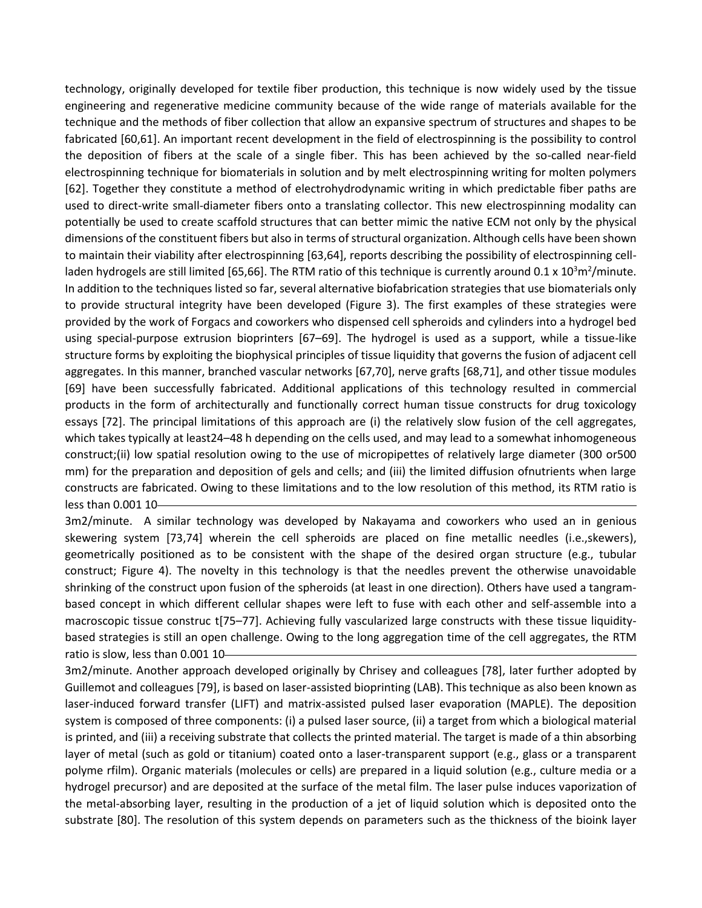technology, originally developed for textile fiber production, this technique is now widely used by the tissue engineering and regenerative medicine community because of the wide range of materials available for the technique and the methods of fiber collection that allow an expansive spectrum of structures and shapes to be fabricated [60,61]. An important recent development in the field of electrospinning is the possibility to control the deposition of fibers at the scale of a single fiber. This has been achieved by the so-called near-field electrospinning technique for biomaterials in solution and by melt electrospinning writing for molten polymers [62]. Together they constitute a method of electrohydrodynamic writing in which predictable fiber paths are used to direct-write small-diameter fibers onto a translating collector. This new electrospinning modality can potentially be used to create scaffold structures that can better mimic the native ECM not only by the physical dimensions of the constituent fibers but also in terms of structural organization. Although cells have been shown to maintain their viability after electrospinning [63,64], reports describing the possibility of electrospinning cell-laden hydrogels are still limited [65,66]. The RTM ratio of this technique is currently around 0.1 x $10^3 m^2$/minute. In addition to the techniques listed so far, several alternative biofabrication strategies that use biomaterials only to provide structural integrity have been developed (Figure 3). The first examples of these strategies were provided by the work of Forgacs and coworkers who dispensed cell spheroids and cylinders into a hydrogel bed using special-purpose extrusion bioprinters [67–69]. The hydrogel is used as a support, while a tissue-like structure forms by exploiting the biophysical principles of tissue liquidity that governs the fusion of adjacent cell aggregates. In this manner, branched vascular networks [67,70], nerve grafts [68,71], and other tissue modules [69] have been successfully fabricated. Additional applications of this technology resulted in commercial products in the form of architecturally and functionally correct human tissue constructs for drug toxicology essays [72]. The principal limitations of this approach are (i) the relatively slow fusion of the cell aggregates, which takes typically at least24–48 h depending on the cells used, and may lead to a somewhat inhomogeneous construct;(ii) low spatial resolution owing to the use of micropipettes of relatively large diameter (300 or500 mm) for the preparation and deposition of gels and cells; and (iii) the limited diffusion ofnutrients when large constructs are fabricated. Owing to these limitations and to the low resolution of this method, its RTM ratio is less than 0.001 10

3m2/minute. A similar technology was developed by Nakayama and coworkers who used an in genious skewering system [73,74] wherein the cell spheroids are placed on fine metallic needles (i.e.,skewers), geometrically positioned as to be consistent with the shape of the desired organ structure (e.g., tubular construct; Figure 4). The novelty in this technology is that the needles prevent the otherwise unavoidable shrinking of the construct upon fusion of the spheroids (at least in one direction). Others have used a tangram-based concept in which different cellular shapes were left to fuse with each other and self-assemble into a macroscopic tissue construc t[75–77]. Achieving fully vascularized large constructs with these tissue liquidity-based strategies is still an open challenge. Owing to the long aggregation time of the cell aggregates, the RTM ratio is slow, less than 0.001 10

3m2/minute. Another approach developed originally by Chrisey and colleagues [78], later further adopted by Guillemot and colleagues [79], is based on laser-assisted bioprinting (LAB). This technique as also been known as laser-induced forward transfer (LIFT) and matrix-assisted pulsed laser evaporation (MAPLE). The deposition system is composed of three components: (i) a pulsed laser source, (ii) a target from which a biological material is printed, and (iii) a receiving substrate that collects the printed material. The target is made of a thin absorbing layer of metal (such as gold or titanium) coated onto a laser-transparent support (e.g., glass or a transparent polyme rfilm). Organic materials (molecules or cells) are prepared in a liquid solution (e.g., culture media or a hydrogel precursor) and are deposited at the surface of the metal film. The laser pulse induces vaporization of the metal-absorbing layer, resulting in the production of a jet of liquid solution which is deposited onto the substrate [80]. The resolution of this system depends on parameters such as the thickness of the bioink layer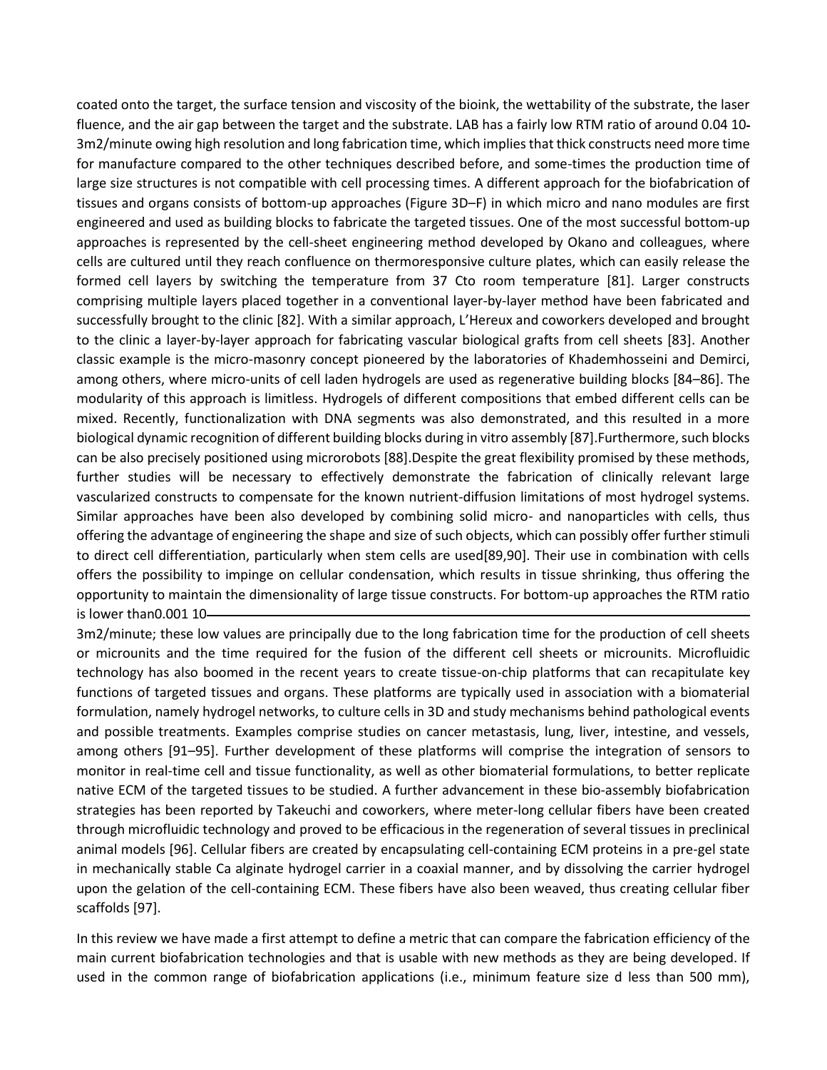coated onto the target, the surface tension and viscosity of the bioink, the wettability of the substrate, the laser fluence, and the air gap between the target and the substrate. LAB has a fairly low RTM ratio of around 0.04 $10^{-3}$m2/minute owing high resolution and long fabrication time, which implies that thick constructs need more time for manufacture compared to the other techniques described before, and some-times the production time of large size structures is not compatible with cell processing times. A different approach for the biofabrication of tissues and organs consists of bottom-up approaches (Figure 3D–F) in which micro and nano modules are first engineered and used as building blocks to fabricate the targeted tissues. One of the most successful bottom-up approaches is represented by the cell-sheet engineering method developed by Okano and colleagues, where cells are cultured until they reach confluence on thermoresponsive culture plates, which can easily release the formed cell layers by switching the temperature from 37 Cto room temperature [81]. Larger constructs comprising multiple layers placed together in a conventional layer-by-layer method have been fabricated and successfully brought to the clinic [82]. With a similar approach, L'Hereux and coworkers developed and brought to the clinic a layer-by-layer approach for fabricating vascular biological grafts from cell sheets [83]. Another classic example is the micro-masonry concept pioneered by the laboratories of Khademhosseini and Demirci, among others, where micro-units of cell laden hydrogels are used as regenerative building blocks [84–86]. The modularity of this approach is limitless. Hydrogels of different compositions that embed different cells can be mixed. Recently, functionalization with DNA segments was also demonstrated, and this resulted in a more biological dynamic recognition of different building blocks during in vitro assembly [87].Furthermore, such blocks can be also precisely positioned using microrobots [88].Despite the great flexibility promised by these methods, further studies will be necessary to effectively demonstrate the fabrication of clinically relevant large vascularized constructs to compensate for the known nutrient-diffusion limitations of most hydrogel systems. Similar approaches have been also developed by combining solid micro- and nanoparticles with cells, thus offering the advantage of engineering the shape and size of such objects, which can possibly offer further stimuli to direct cell differentiation, particularly when stem cells are used[89,90]. Their use in combination with cells offers the possibility to impinge on cellular condensation, which results in tissue shrinking, thus offering the opportunity to maintain the dimensionality of large tissue constructs. For bottom-up approaches the RTM ratio is lower than0.001 $10^{-3}$m2/minute; these low values are principally due to the long fabrication time for the production of cell sheets or microunits and the time required for the fusion of the different cell sheets or microunits. Microfluidic technology has also boomed in the recent years to create tissue-on-chip platforms that can recapitulate key functions of targeted tissues and organs. These platforms are typically used in association with a biomaterial formulation, namely hydrogel networks, to culture cells in 3D and study mechanisms behind pathological events and possible treatments. Examples comprise studies on cancer metastasis, lung, liver, intestine, and vessels, among others [91–95]. Further development of these platforms will comprise the integration of sensors to monitor in real-time cell and tissue functionality, as well as other biomaterial formulations, to better replicate native ECM of the targeted tissues to be studied. A further advancement in these bio-assembly biofabrication strategies has been reported by Takeuchi and coworkers, where meter-long cellular fibers have been created through microfluidic technology and proved to be efficacious in the regeneration of several tissues in preclinical animal models [96]. Cellular fibers are created by encapsulating cell-containing ECM proteins in a pre-gel state in mechanically stable Ca alginate hydrogel carrier in a coaxial manner, and by dissolving the carrier hydrogel upon the gelation of the cell-containing ECM. These fibers have also been weaved, thus creating cellular fiber scaffolds [97].

In this review we have made a first attempt to define a metric that can compare the fabrication efficiency of the main current biofabrication technologies and that is usable with new methods as they are being developed. If used in the common range of biofabrication applications (i.e., minimum feature size d less than 500 mm),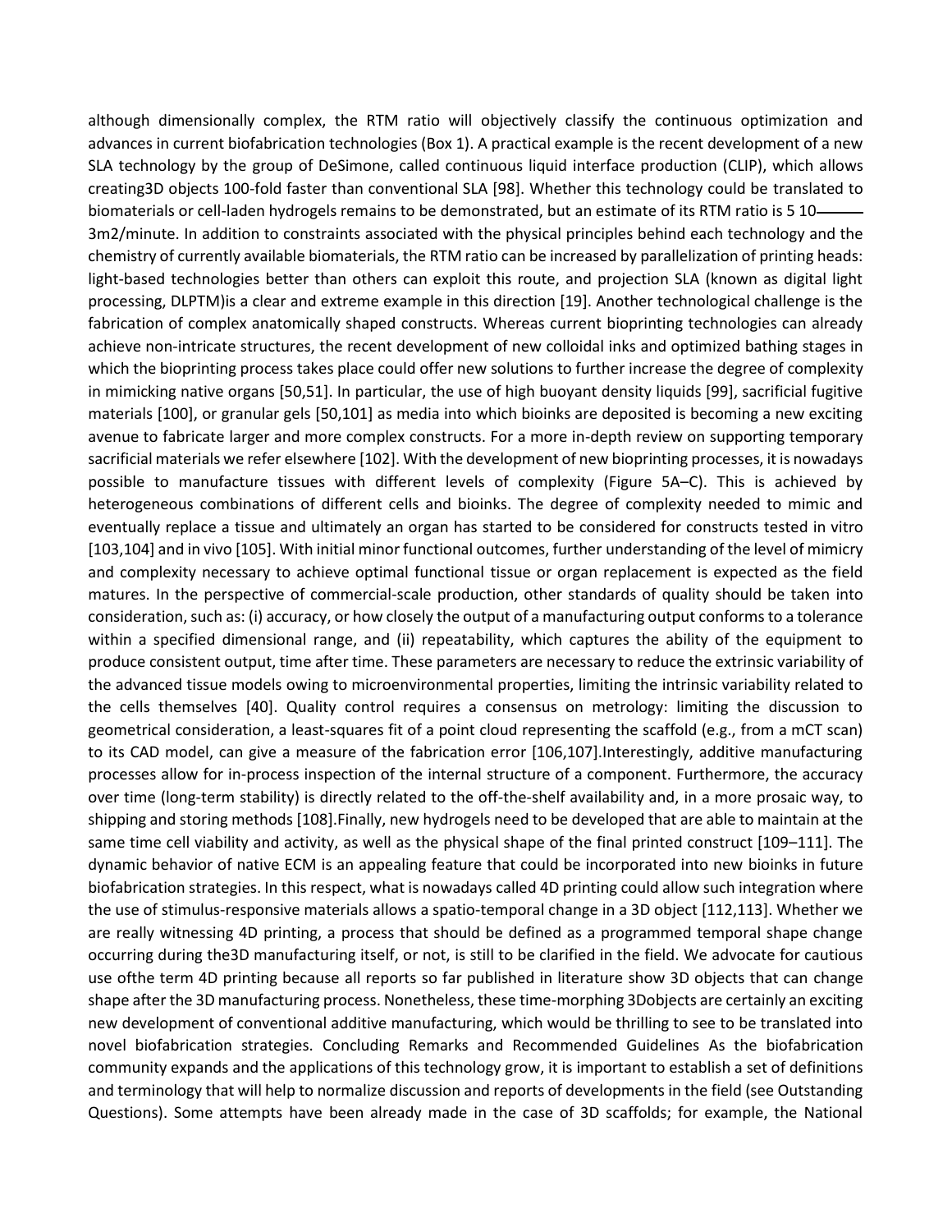although dimensionally complex, the RTM ratio will objectively classify the continuous optimization and advances in current biofabrication technologies (Box 1). A practical example is the recent development of a new SLA technology by the group of DeSimone, called continuous liquid interface production (CLIP), which allows creating3D objects 100-fold faster than conventional SLA [98]. Whether this technology could be translated to biomaterials or cell-laden hydrogels remains to be demonstrated, but an estimate of its RTM ratio is 5 10——— 3m2/minute. In addition to constraints associated with the physical principles behind each technology and the chemistry of currently available biomaterials, the RTM ratio can be increased by parallelization of printing heads: light-based technologies better than others can exploit this route, and projection SLA (known as digital light processing, DLPTM)is a clear and extreme example in this direction [19]. Another technological challenge is the fabrication of complex anatomically shaped constructs. Whereas current bioprinting technologies can already achieve non-intricate structures, the recent development of new colloidal inks and optimized bathing stages in which the bioprinting process takes place could offer new solutions to further increase the degree of complexity in mimicking native organs [50,51]. In particular, the use of high buoyant density liquids [99], sacrificial fugitive materials [100], or granular gels [50,101] as media into which bioinks are deposited is becoming a new exciting avenue to fabricate larger and more complex constructs. For a more in-depth review on supporting temporary sacrificial materials we refer elsewhere [102]. With the development of new bioprinting processes, it is nowadays possible to manufacture tissues with different levels of complexity (Figure 5A–C). This is achieved by heterogeneous combinations of different cells and bioinks. The degree of complexity needed to mimic and eventually replace a tissue and ultimately an organ has started to be considered for constructs tested in vitro [103,104] and in vivo [105]. With initial minor functional outcomes, further understanding of the level of mimicry and complexity necessary to achieve optimal functional tissue or organ replacement is expected as the field matures. In the perspective of commercial-scale production, other standards of quality should be taken into consideration, such as: (i) accuracy, or how closely the output of a manufacturing output conforms to a tolerance within a specified dimensional range, and (ii) repeatability, which captures the ability of the equipment to produce consistent output, time after time. These parameters are necessary to reduce the extrinsic variability of the advanced tissue models owing to microenvironmental properties, limiting the intrinsic variability related to the cells themselves [40]. Quality control requires a consensus on metrology: limiting the discussion to geometrical consideration, a least-squares fit of a point cloud representing the scaffold (e.g., from a mCT scan) to its CAD model, can give a measure of the fabrication error [106,107].Interestingly, additive manufacturing processes allow for in-process inspection of the internal structure of a component. Furthermore, the accuracy over time (long-term stability) is directly related to the off-the-shelf availability and, in a more prosaic way, to shipping and storing methods [108].Finally, new hydrogels need to be developed that are able to maintain at the same time cell viability and activity, as well as the physical shape of the final printed construct [109–111]. The dynamic behavior of native ECM is an appealing feature that could be incorporated into new bioinks in future biofabrication strategies. In this respect, what is nowadays called 4D printing could allow such integration where the use of stimulus-responsive materials allows a spatio-temporal change in a 3D object [112,113]. Whether we are really witnessing 4D printing, a process that should be defined as a programmed temporal shape change occurring during the3D manufacturing itself, or not, is still to be clarified in the field. We advocate for cautious use ofthe term 4D printing because all reports so far published in literature show 3D objects that can change shape after the 3D manufacturing process. Nonetheless, these time-morphing 3Dobjects are certainly an exciting new development of conventional additive manufacturing, which would be thrilling to see to be translated into novel biofabrication strategies. Concluding Remarks and Recommended Guidelines As the biofabrication community expands and the applications of this technology grow, it is important to establish a set of definitions and terminology that will help to normalize discussion and reports of developments in the field (see Outstanding Questions). Some attempts have been already made in the case of 3D scaffolds; for example, the National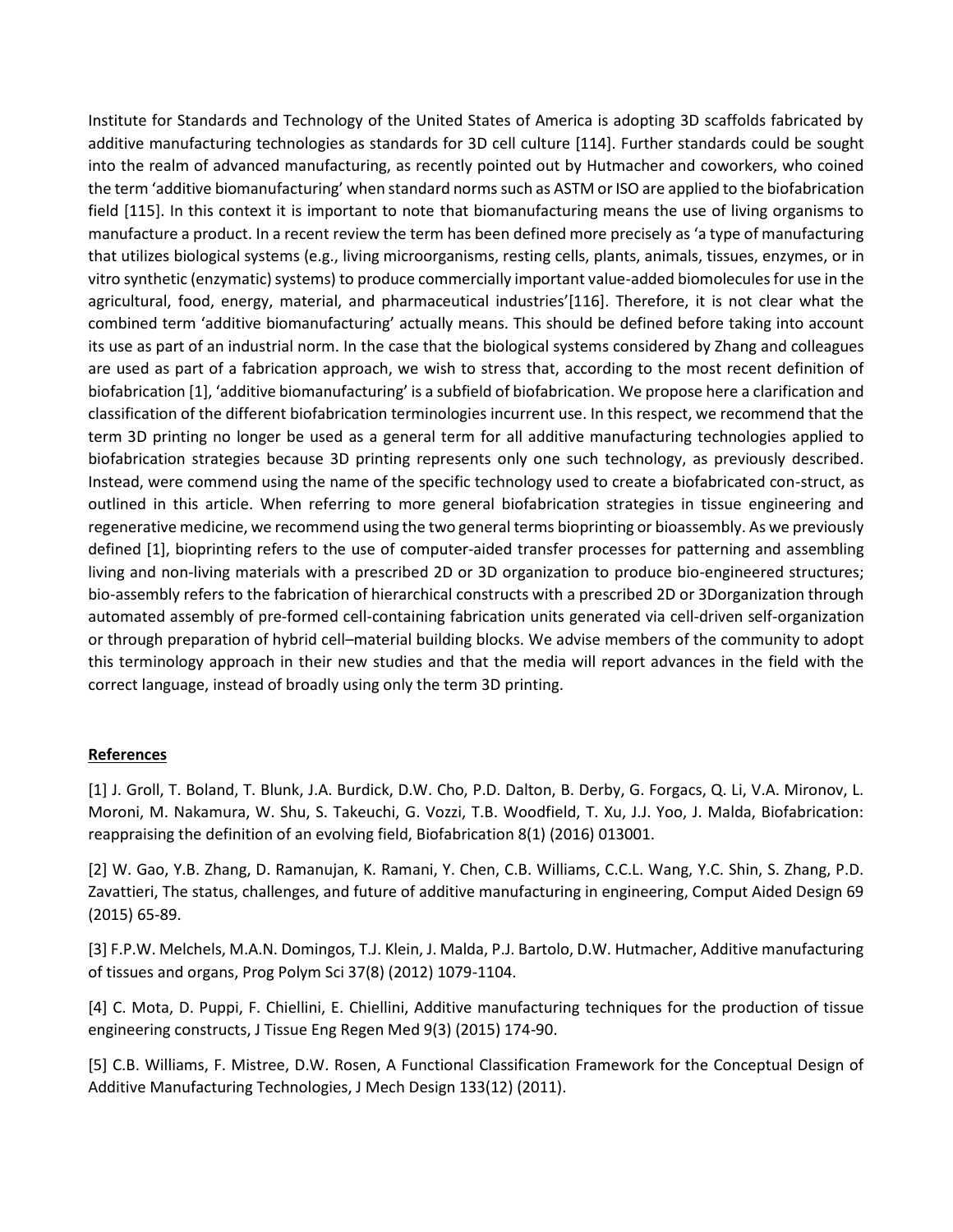Institute for Standards and Technology of the United States of America is adopting 3D scaffolds fabricated by additive manufacturing technologies as standards for 3D cell culture [114]. Further standards could be sought into the realm of advanced manufacturing, as recently pointed out by Hutmacher and coworkers, who coined the term 'additive biomanufacturing' when standard norms such as ASTM or ISO are applied to the biofabrication field [115]. In this context it is important to note that biomanufacturing means the use of living organisms to manufacture a product. In a recent review the term has been defined more precisely as 'a type of manufacturing that utilizes biological systems (e.g., living microorganisms, resting cells, plants, animals, tissues, enzymes, or in vitro synthetic (enzymatic) systems) to produce commercially important value-added biomolecules for use in the agricultural, food, energy, material, and pharmaceutical industries'[116]. Therefore, it is not clear what the combined term 'additive biomanufacturing' actually means. This should be defined before taking into account its use as part of an industrial norm. In the case that the biological systems considered by Zhang and colleagues are used as part of a fabrication approach, we wish to stress that, according to the most recent definition of biofabrication [1], 'additive biomanufacturing' is a subfield of biofabrication. We propose here a clarification and classification of the different biofabrication terminologies incurrent use. In this respect, we recommend that the term 3D printing no longer be used as a general term for all additive manufacturing technologies applied to biofabrication strategies because 3D printing represents only one such technology, as previously described. Instead, were commend using the name of the specific technology used to create a biofabricated con-struct, as outlined in this article. When referring to more general biofabrication strategies in tissue engineering and regenerative medicine, we recommend using the two general terms bioprinting or bioassembly. As we previously defined [1], bioprinting refers to the use of computer-aided transfer processes for patterning and assembling living and non-living materials with a prescribed 2D or 3D organization to produce bio-engineered structures; bio-assembly refers to the fabrication of hierarchical constructs with a prescribed 2D or 3Dorganization through automated assembly of pre-formed cell-containing fabrication units generated via cell-driven self-organization or through preparation of hybrid cell–material building blocks. We advise members of the community to adopt this terminology approach in their new studies and that the media will report advances in the field with the correct language, instead of broadly using only the term 3D printing.

## References

[1] J. Groll, T. Boland, T. Blunk, J.A. Burdick, D.W. Cho, P.D. Dalton, B. Derby, G. Forgacs, Q. Li, V.A. Mironov, L. Moroni, M. Nakamura, W. Shu, S. Takeuchi, G. Vozzi, T.B. Woodfield, T. Xu, J.J. Yoo, J. Malda, Biofabrication: reappraising the definition of an evolving field, Biofabrication 8(1) (2016) 013001.

[2] W. Gao, Y.B. Zhang, D. Ramanujan, K. Ramani, Y. Chen, C.B. Williams, C.C.L. Wang, Y.C. Shin, S. Zhang, P.D. Zavattieri, The status, challenges, and future of additive manufacturing in engineering, Comput Aided Design 69 (2015) 65-89.

[3] F.P.W. Melchels, M.A.N. Domingos, T.J. Klein, J. Malda, P.J. Bartolo, D.W. Hutmacher, Additive manufacturing of tissues and organs, Prog Polym Sci 37(8) (2012) 1079-1104.

[4] C. Mota, D. Puppi, F. Chiellini, E. Chiellini, Additive manufacturing techniques for the production of tissue engineering constructs, J Tissue Eng Regen Med 9(3) (2015) 174-90.

[5] C.B. Williams, F. Mistree, D.W. Rosen, A Functional Classification Framework for the Conceptual Design of Additive Manufacturing Technologies, J Mech Design 133(12) (2011).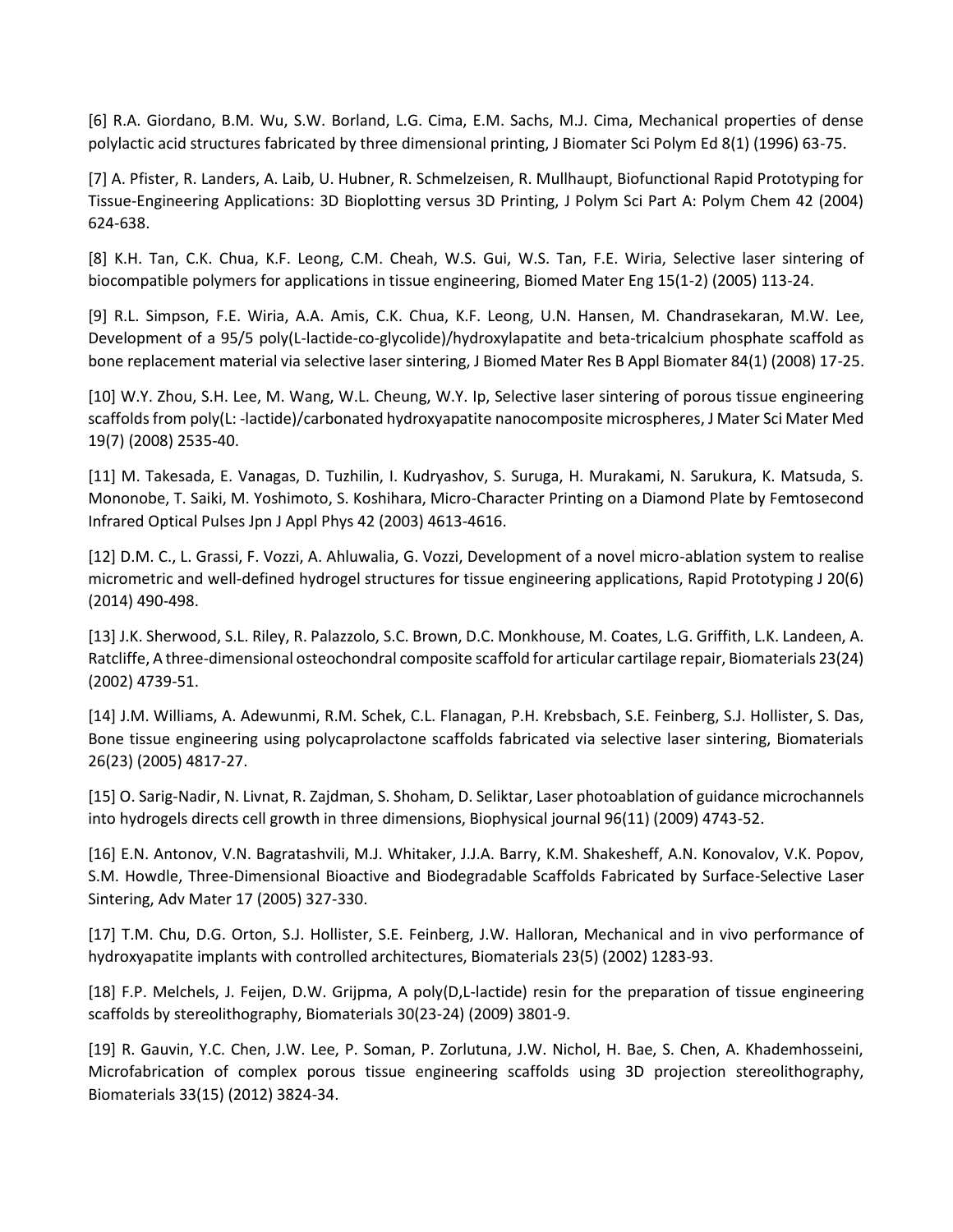[6] R.A. Giordano, B.M. Wu, S.W. Borland, L.G. Cima, E.M. Sachs, M.J. Cima, Mechanical properties of dense polylactic acid structures fabricated by three dimensional printing, J Biomater Sci Polym Ed 8(1) (1996) 63-75.

[7] A. Pfister, R. Landers, A. Laib, U. Hubner, R. Schmelzeisen, R. Mullhaupt, Biofunctional Rapid Prototyping for Tissue-Engineering Applications: 3D Bioplotting versus 3D Printing, J Polym Sci Part A: Polym Chem 42 (2004) 624-638.

[8] K.H. Tan, C.K. Chua, K.F. Leong, C.M. Cheah, W.S. Gui, W.S. Tan, F.E. Wiria, Selective laser sintering of biocompatible polymers for applications in tissue engineering, Biomed Mater Eng 15(1-2) (2005) 113-24.

[9] R.L. Simpson, F.E. Wiria, A.A. Amis, C.K. Chua, K.F. Leong, U.N. Hansen, M. Chandrasekaran, M.W. Lee, Development of a 95/5 poly(L-lactide-co-glycolide)/hydroxylapatite and beta-tricalcium phosphate scaffold as bone replacement material via selective laser sintering, J Biomed Mater Res B Appl Biomater 84(1) (2008) 17-25.

[10] W.Y. Zhou, S.H. Lee, M. Wang, W.L. Cheung, W.Y. Ip, Selective laser sintering of porous tissue engineering scaffolds from poly(L: -lactide)/carbonated hydroxyapatite nanocomposite microspheres, J Mater Sci Mater Med 19(7) (2008) 2535-40.

[11] M. Takesada, E. Vanagas, D. Tuzhilin, I. Kudryashov, S. Suruga, H. Murakami, N. Sarukura, K. Matsuda, S. Mononobe, T. Saiki, M. Yoshimoto, S. Koshihara, Micro-Character Printing on a Diamond Plate by Femtosecond Infrared Optical Pulses Jpn J Appl Phys 42 (2003) 4613-4616.

[12] D.M. C., L. Grassi, F. Vozzi, A. Ahluwalia, G. Vozzi, Development of a novel micro-ablation system to realise micrometric and well-defined hydrogel structures for tissue engineering applications, Rapid Prototyping J 20(6) (2014) 490-498.

[13] J.K. Sherwood, S.L. Riley, R. Palazzolo, S.C. Brown, D.C. Monkhouse, M. Coates, L.G. Griffith, L.K. Landeen, A. Ratcliffe, A three-dimensional osteochondral composite scaffold for articular cartilage repair, Biomaterials 23(24) (2002) 4739-51.

[14] J.M. Williams, A. Adewunmi, R.M. Schek, C.L. Flanagan, P.H. Krebsbach, S.E. Feinberg, S.J. Hollister, S. Das, Bone tissue engineering using polycaprolactone scaffolds fabricated via selective laser sintering, Biomaterials 26(23) (2005) 4817-27.

[15] O. Sarig-Nadir, N. Livnat, R. Zajdman, S. Shoham, D. Seliktar, Laser photoablation of guidance microchannels into hydrogels directs cell growth in three dimensions, Biophysical journal 96(11) (2009) 4743-52.

[16] E.N. Antonov, V.N. Bagratashvili, M.J. Whitaker, J.J.A. Barry, K.M. Shakesheff, A.N. Konovalov, V.K. Popov, S.M. Howdle, Three-Dimensional Bioactive and Biodegradable Scaffolds Fabricated by Surface-Selective Laser Sintering, Adv Mater 17 (2005) 327-330.

[17] T.M. Chu, D.G. Orton, S.J. Hollister, S.E. Feinberg, J.W. Halloran, Mechanical and in vivo performance of hydroxyapatite implants with controlled architectures, Biomaterials 23(5) (2002) 1283-93.

[18] F.P. Melchels, J. Feijen, D.W. Grijpma, A poly(D,L-lactide) resin for the preparation of tissue engineering scaffolds by stereolithography, Biomaterials 30(23-24) (2009) 3801-9.

[19] R. Gauvin, Y.C. Chen, J.W. Lee, P. Soman, P. Zorlutuna, J.W. Nichol, H. Bae, S. Chen, A. Khademhosseini, Microfabrication of complex porous tissue engineering scaffolds using 3D projection stereolithography, Biomaterials 33(15) (2012) 3824-34.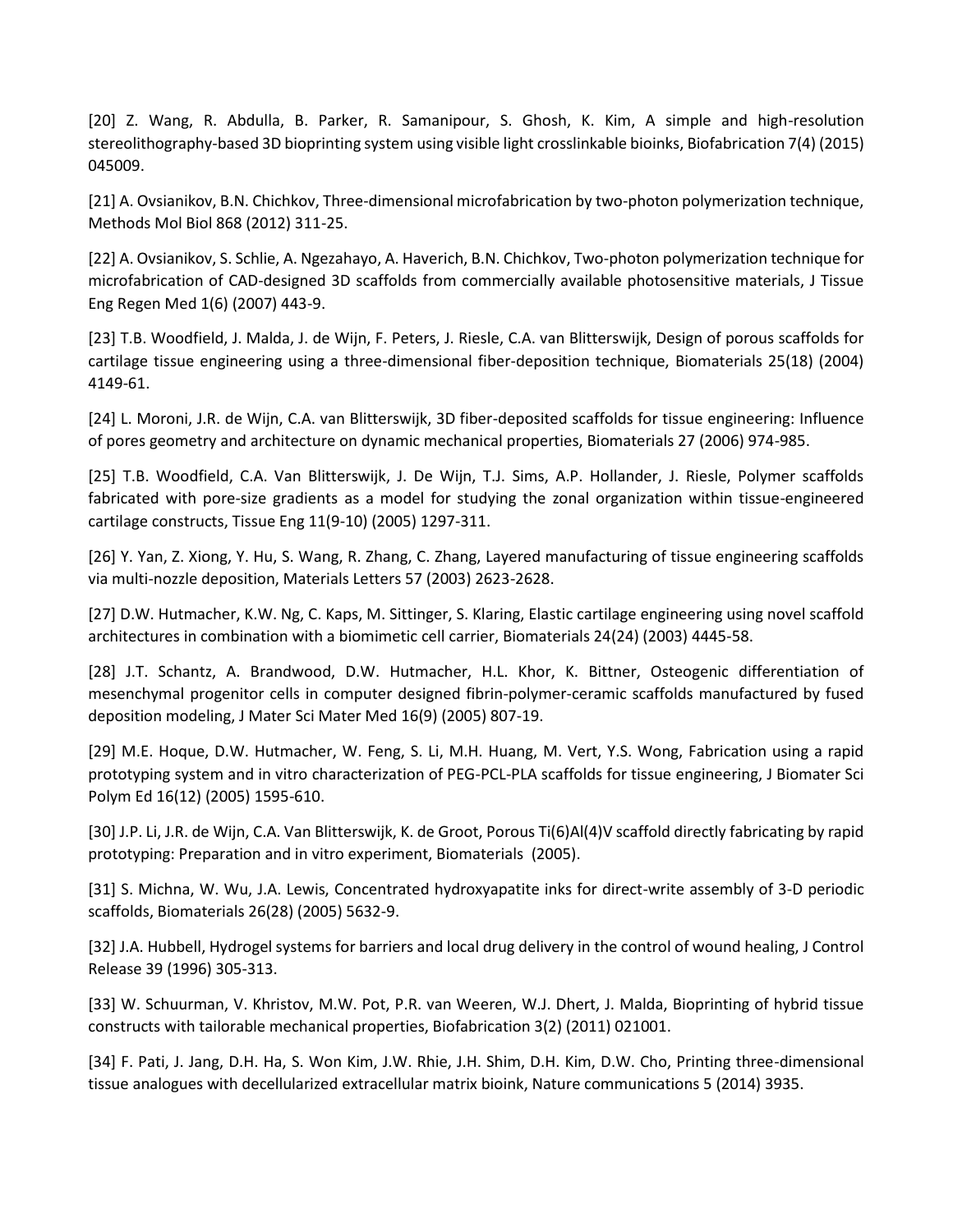[20] Z. Wang, R. Abdulla, B. Parker, R. Samanipour, S. Ghosh, K. Kim, A simple and high-resolution stereolithography-based 3D bioprinting system using visible light crosslinkable bioinks, Biofabrication 7(4) (2015) 045009.

[21] A. Ovsianikov, B.N. Chichkov, Three-dimensional microfabrication by two-photon polymerization technique, Methods Mol Biol 868 (2012) 311-25.

[22] A. Ovsianikov, S. Schlie, A. Ngezahayo, A. Haverich, B.N. Chichkov, Two-photon polymerization technique for microfabrication of CAD-designed 3D scaffolds from commercially available photosensitive materials, J Tissue Eng Regen Med 1(6) (2007) 443-9.

[23] T.B. Woodfield, J. Malda, J. de Wijn, F. Peters, J. Riesle, C.A. van Blitterswijk, Design of porous scaffolds for cartilage tissue engineering using a three-dimensional fiber-deposition technique, Biomaterials 25(18) (2004) 4149-61.

[24] L. Moroni, J.R. de Wijn, C.A. van Blitterswijk, 3D fiber-deposited scaffolds for tissue engineering: Influence of pores geometry and architecture on dynamic mechanical properties, Biomaterials 27 (2006) 974-985.

[25] T.B. Woodfield, C.A. Van Blitterswijk, J. De Wijn, T.J. Sims, A.P. Hollander, J. Riesle, Polymer scaffolds fabricated with pore-size gradients as a model for studying the zonal organization within tissue-engineered cartilage constructs, Tissue Eng 11(9-10) (2005) 1297-311.

[26] Y. Yan, Z. Xiong, Y. Hu, S. Wang, R. Zhang, C. Zhang, Layered manufacturing of tissue engineering scaffolds via multi-nozzle deposition, Materials Letters 57 (2003) 2623-2628.

[27] D.W. Hutmacher, K.W. Ng, C. Kaps, M. Sittinger, S. Klaring, Elastic cartilage engineering using novel scaffold architectures in combination with a biomimetic cell carrier, Biomaterials 24(24) (2003) 4445-58.

[28] J.T. Schantz, A. Brandwood, D.W. Hutmacher, H.L. Khor, K. Bittner, Osteogenic differentiation of mesenchymal progenitor cells in computer designed fibrin-polymer-ceramic scaffolds manufactured by fused deposition modeling, J Mater Sci Mater Med 16(9) (2005) 807-19.

[29] M.E. Hoque, D.W. Hutmacher, W. Feng, S. Li, M.H. Huang, M. Vert, Y.S. Wong, Fabrication using a rapid prototyping system and in vitro characterization of PEG-PCL-PLA scaffolds for tissue engineering, J Biomater Sci Polym Ed 16(12) (2005) 1595-610.

[30] J.P. Li, J.R. de Wijn, C.A. Van Blitterswijk, K. de Groot, Porous Ti(6)Al(4)V scaffold directly fabricating by rapid prototyping: Preparation and in vitro experiment, Biomaterials (2005).

[31] S. Michna, W. Wu, J.A. Lewis, Concentrated hydroxyapatite inks for direct-write assembly of 3-D periodic scaffolds, Biomaterials 26(28) (2005) 5632-9.

[32] J.A. Hubbell, Hydrogel systems for barriers and local drug delivery in the control of wound healing, J Control Release 39 (1996) 305-313.

[33] W. Schuurman, V. Khristov, M.W. Pot, P.R. van Weeren, W.J. Dhert, J. Malda, Bioprinting of hybrid tissue constructs with tailorable mechanical properties, Biofabrication 3(2) (2011) 021001.

[34] F. Pati, J. Jang, D.H. Ha, S. Won Kim, J.W. Rhie, J.H. Shim, D.H. Kim, D.W. Cho, Printing three-dimensional tissue analogues with decellularized extracellular matrix bioink, Nature communications 5 (2014) 3935.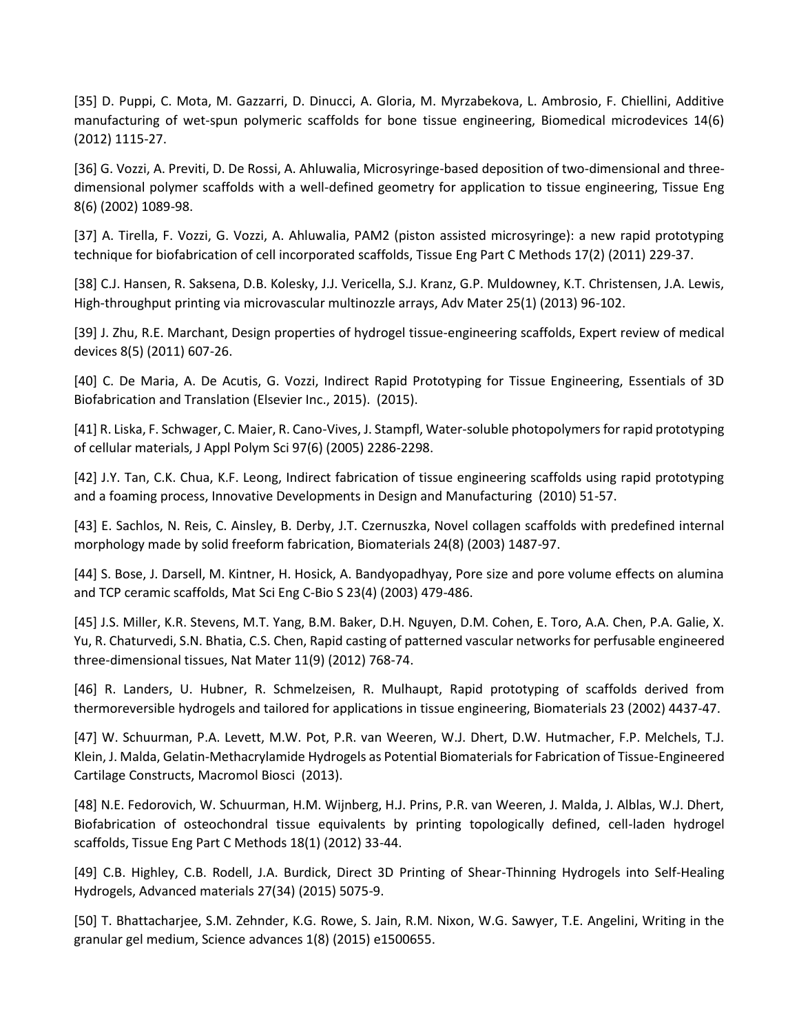[35] D. Puppi, C. Mota, M. Gazzarri, D. Dinucci, A. Gloria, M. Myrzabekova, L. Ambrosio, F. Chiellini, Additive manufacturing of wet-spun polymeric scaffolds for bone tissue engineering, Biomedical microdevices 14(6) (2012) 1115-27.

[36] G. Vozzi, A. Previti, D. De Rossi, A. Ahluwalia, Microsyringe-based deposition of two-dimensional and three-dimensional polymer scaffolds with a well-defined geometry for application to tissue engineering, Tissue Eng 8(6) (2002) 1089-98.

[37] A. Tirella, F. Vozzi, G. Vozzi, A. Ahluwalia, PAM2 (piston assisted microsyringe): a new rapid prototyping technique for biofabrication of cell incorporated scaffolds, Tissue Eng Part C Methods 17(2) (2011) 229-37.

[38] C.J. Hansen, R. Saksena, D.B. Kolesky, J.J. Vericella, S.J. Kranz, G.P. Muldowney, K.T. Christensen, J.A. Lewis, High-throughput printing via microvascular multinozzle arrays, Adv Mater 25(1) (2013) 96-102.

[39] J. Zhu, R.E. Marchant, Design properties of hydrogel tissue-engineering scaffolds, Expert review of medical devices 8(5) (2011) 607-26.

[40] C. De Maria, A. De Acutis, G. Vozzi, Indirect Rapid Prototyping for Tissue Engineering, Essentials of 3D Biofabrication and Translation (Elsevier Inc., 2015). (2015).

[41] R. Liska, F. Schwager, C. Maier, R. Cano-Vives, J. Stampfl, Water-soluble photopolymers for rapid prototyping of cellular materials, J Appl Polym Sci 97(6) (2005) 2286-2298.

[42] J.Y. Tan, C.K. Chua, K.F. Leong, Indirect fabrication of tissue engineering scaffolds using rapid prototyping and a foaming process, Innovative Developments in Design and Manufacturing (2010) 51-57.

[43] E. Sachlos, N. Reis, C. Ainsley, B. Derby, J.T. Czernuszka, Novel collagen scaffolds with predefined internal morphology made by solid freeform fabrication, Biomaterials 24(8) (2003) 1487-97.

[44] S. Bose, J. Darsell, M. Kintner, H. Hosick, A. Bandyopadhyay, Pore size and pore volume effects on alumina and TCP ceramic scaffolds, Mat Sci Eng C-Bio S 23(4) (2003) 479-486.

[45] J.S. Miller, K.R. Stevens, M.T. Yang, B.M. Baker, D.H. Nguyen, D.M. Cohen, E. Toro, A.A. Chen, P.A. Galie, X. Yu, R. Chaturvedi, S.N. Bhatia, C.S. Chen, Rapid casting of patterned vascular networks for perfusable engineered three-dimensional tissues, Nat Mater 11(9) (2012) 768-74.

[46] R. Landers, U. Hubner, R. Schmelzeisen, R. Mulhaupt, Rapid prototyping of scaffolds derived from thermoreversible hydrogels and tailored for applications in tissue engineering, Biomaterials 23 (2002) 4437-47.

[47] W. Schuurman, P.A. Levett, M.W. Pot, P.R. van Weeren, W.J. Dhert, D.W. Hutmacher, F.P. Melchels, T.J. Klein, J. Malda, Gelatin-Methacrylamide Hydrogels as Potential Biomaterials for Fabrication of Tissue-Engineered Cartilage Constructs, Macromol Biosci (2013).

[48] N.E. Fedorovich, W. Schuurman, H.M. Wijnberg, H.J. Prins, P.R. van Weeren, J. Malda, J. Alblas, W.J. Dhert, Biofabrication of osteochondral tissue equivalents by printing topologically defined, cell-laden hydrogel scaffolds, Tissue Eng Part C Methods 18(1) (2012) 33-44.

[49] C.B. Highley, C.B. Rodell, J.A. Burdick, Direct 3D Printing of Shear-Thinning Hydrogels into Self-Healing Hydrogels, Advanced materials 27(34) (2015) 5075-9.

[50] T. Bhattacharjee, S.M. Zehnder, K.G. Rowe, S. Jain, R.M. Nixon, W.G. Sawyer, T.E. Angelini, Writing in the granular gel medium, Science advances 1(8) (2015) e1500655.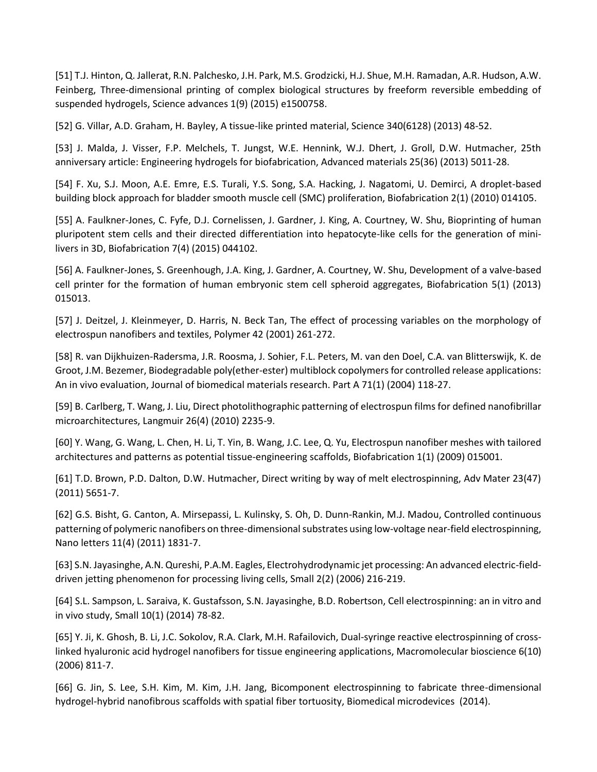[51] T.J. Hinton, Q. Jallerat, R.N. Palchesko, J.H. Park, M.S. Grodzicki, H.J. Shue, M.H. Ramadan, A.R. Hudson, A.W. Feinberg, Three-dimensional printing of complex biological structures by freeform reversible embedding of suspended hydrogels, Science advances 1(9) (2015) e1500758.

[52] G. Villar, A.D. Graham, H. Bayley, A tissue-like printed material, Science 340(6128) (2013) 48-52.

[53] J. Malda, J. Visser, F.P. Melchels, T. Jungst, W.E. Hennink, W.J. Dhert, J. Groll, D.W. Hutmacher, 25th anniversary article: Engineering hydrogels for biofabrication, Advanced materials 25(36) (2013) 5011-28.

[54] F. Xu, S.J. Moon, A.E. Emre, E.S. Turali, Y.S. Song, S.A. Hacking, J. Nagatomi, U. Demirci, A droplet-based building block approach for bladder smooth muscle cell (SMC) proliferation, Biofabrication 2(1) (2010) 014105.

[55] A. Faulkner-Jones, C. Fyfe, D.J. Cornelissen, J. Gardner, J. King, A. Courtney, W. Shu, Bioprinting of human pluripotent stem cells and their directed differentiation into hepatocyte-like cells for the generation of mini-livers in 3D, Biofabrication 7(4) (2015) 044102.

[56] A. Faulkner-Jones, S. Greenhough, J.A. King, J. Gardner, A. Courtney, W. Shu, Development of a valve-based cell printer for the formation of human embryonic stem cell spheroid aggregates, Biofabrication 5(1) (2013) 015013.

[57] J. Deitzel, J. Kleinmeyer, D. Harris, N. Beck Tan, The effect of processing variables on the morphology of electrospun nanofibers and textiles, Polymer 42 (2001) 261-272.

[58] R. van Dijkhuizen-Radersma, J.R. Roosma, J. Sohier, F.L. Peters, M. van den Doel, C.A. van Blitterswijk, K. de Groot, J.M. Bezemer, Biodegradable poly(ether-ester) multiblock copolymers for controlled release applications: An in vivo evaluation, Journal of biomedical materials research. Part A 71(1) (2004) 118-27.

[59] B. Carlberg, T. Wang, J. Liu, Direct photolithographic patterning of electrospun films for defined nanofibrillar microarchitectures, Langmuir 26(4) (2010) 2235-9.

[60] Y. Wang, G. Wang, L. Chen, H. Li, T. Yin, B. Wang, J.C. Lee, Q. Yu, Electrospun nanofiber meshes with tailored architectures and patterns as potential tissue-engineering scaffolds, Biofabrication 1(1) (2009) 015001.

[61] T.D. Brown, P.D. Dalton, D.W. Hutmacher, Direct writing by way of melt electrospinning, Adv Mater 23(47) (2011) 5651-7.

[62] G.S. Bisht, G. Canton, A. Mirsepassi, L. Kulinsky, S. Oh, D. Dunn-Rankin, M.J. Madou, Controlled continuous patterning of polymeric nanofibers on three-dimensional substrates using low-voltage near-field electrospinning, Nano letters 11(4) (2011) 1831-7.

[63] S.N. Jayasinghe, A.N. Qureshi, P.A.M. Eagles, Electrohydrodynamic jet processing: An advanced electric-field-driven jetting phenomenon for processing living cells, Small 2(2) (2006) 216-219.

[64] S.L. Sampson, L. Saraiva, K. Gustafsson, S.N. Jayasinghe, B.D. Robertson, Cell electrospinning: an in vitro and in vivo study, Small 10(1) (2014) 78-82.

[65] Y. Ji, K. Ghosh, B. Li, J.C. Sokolov, R.A. Clark, M.H. Rafailovich, Dual-syringe reactive electrospinning of cross-linked hyaluronic acid hydrogel nanofibers for tissue engineering applications, Macromolecular bioscience 6(10) (2006) 811-7.

[66] G. Jin, S. Lee, S.H. Kim, M. Kim, J.H. Jang, Bicomponent electrospinning to fabricate three-dimensional hydrogel-hybrid nanofibrous scaffolds with spatial fiber tortuosity, Biomedical microdevices (2014).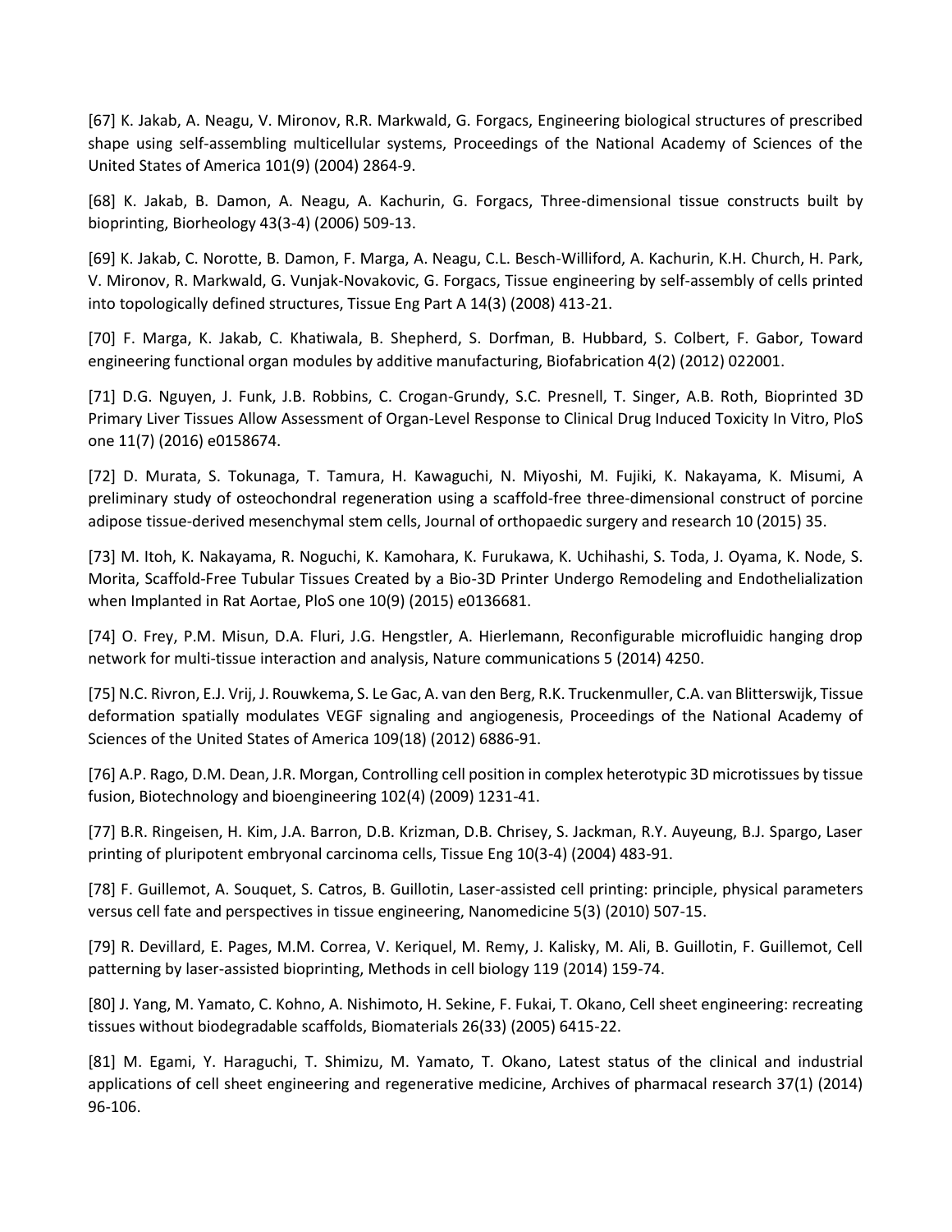[67] K. Jakab, A. Neagu, V. Mironov, R.R. Markwald, G. Forgacs, Engineering biological structures of prescribed shape using self-assembling multicellular systems, Proceedings of the National Academy of Sciences of the United States of America 101(9) (2004) 2864-9.

[68] K. Jakab, B. Damon, A. Neagu, A. Kachurin, G. Forgacs, Three-dimensional tissue constructs built by bioprinting, Biorheology 43(3-4) (2006) 509-13.

[69] K. Jakab, C. Norotte, B. Damon, F. Marga, A. Neagu, C.L. Besch-Williford, A. Kachurin, K.H. Church, H. Park, V. Mironov, R. Markwald, G. Vunjak-Novakovic, G. Forgacs, Tissue engineering by self-assembly of cells printed into topologically defined structures, Tissue Eng Part A 14(3) (2008) 413-21.

[70] F. Marga, K. Jakab, C. Khatiwala, B. Shepherd, S. Dorfman, B. Hubbard, S. Colbert, F. Gabor, Toward engineering functional organ modules by additive manufacturing, Biofabrication 4(2) (2012) 022001.

[71] D.G. Nguyen, J. Funk, J.B. Robbins, C. Crogan-Grundy, S.C. Presnell, T. Singer, A.B. Roth, Bioprinted 3D Primary Liver Tissues Allow Assessment of Organ-Level Response to Clinical Drug Induced Toxicity In Vitro, PloS one 11(7) (2016) e0158674.

[72] D. Murata, S. Tokunaga, T. Tamura, H. Kawaguchi, N. Miyoshi, M. Fujiki, K. Nakayama, K. Misumi, A preliminary study of osteochondral regeneration using a scaffold-free three-dimensional construct of porcine adipose tissue-derived mesenchymal stem cells, Journal of orthopaedic surgery and research 10 (2015) 35.

[73] M. Itoh, K. Nakayama, R. Noguchi, K. Kamohara, K. Furukawa, K. Uchihashi, S. Toda, J. Oyama, K. Node, S. Morita, Scaffold-Free Tubular Tissues Created by a Bio-3D Printer Undergo Remodeling and Endothelialization when Implanted in Rat Aortae, PloS one 10(9) (2015) e0136681.

[74] O. Frey, P.M. Misun, D.A. Fluri, J.G. Hengstler, A. Hierlemann, Reconfigurable microfluidic hanging drop network for multi-tissue interaction and analysis, Nature communications 5 (2014) 4250.

[75] N.C. Rivron, E.J. Vrij, J. Rouwkema, S. Le Gac, A. van den Berg, R.K. Truckenmuller, C.A. van Blitterswijk, Tissue deformation spatially modulates VEGF signaling and angiogenesis, Proceedings of the National Academy of Sciences of the United States of America 109(18) (2012) 6886-91.

[76] A.P. Rago, D.M. Dean, J.R. Morgan, Controlling cell position in complex heterotypic 3D microtissues by tissue fusion, Biotechnology and bioengineering 102(4) (2009) 1231-41.

[77] B.R. Ringeisen, H. Kim, J.A. Barron, D.B. Krizman, D.B. Chrisey, S. Jackman, R.Y. Auyeung, B.J. Spargo, Laser printing of pluripotent embryonal carcinoma cells, Tissue Eng 10(3-4) (2004) 483-91.

[78] F. Guillemot, A. Souquet, S. Catros, B. Guillotin, Laser-assisted cell printing: principle, physical parameters versus cell fate and perspectives in tissue engineering, Nanomedicine 5(3) (2010) 507-15.

[79] R. Devillard, E. Pages, M.M. Correa, V. Keriquel, M. Remy, J. Kalisky, M. Ali, B. Guillotin, F. Guillemot, Cell patterning by laser-assisted bioprinting, Methods in cell biology 119 (2014) 159-74.

[80] J. Yang, M. Yamato, C. Kohno, A. Nishimoto, H. Sekine, F. Fukai, T. Okano, Cell sheet engineering: recreating tissues without biodegradable scaffolds, Biomaterials 26(33) (2005) 6415-22.

[81] M. Egami, Y. Haraguchi, T. Shimizu, M. Yamato, T. Okano, Latest status of the clinical and industrial applications of cell sheet engineering and regenerative medicine, Archives of pharmacal research 37(1) (2014) 96-106.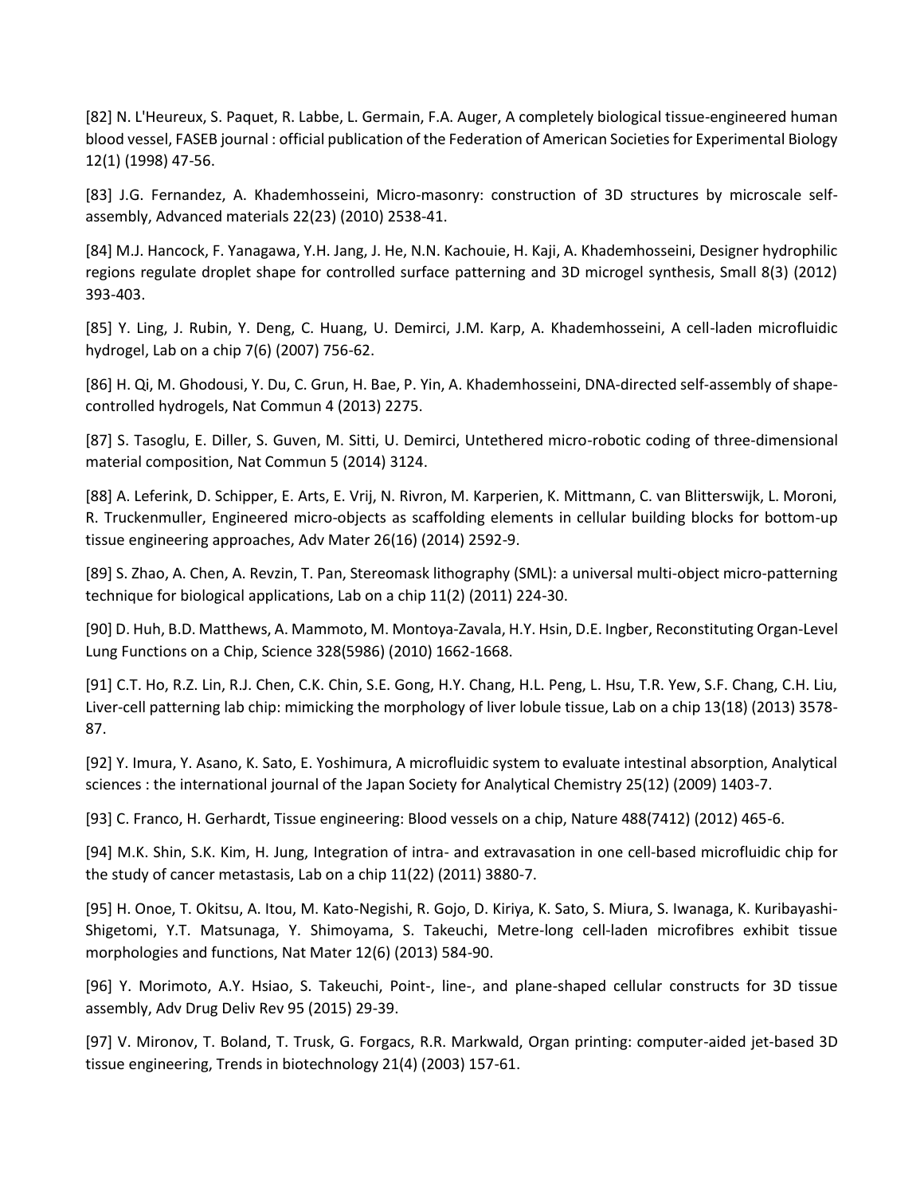[82] N. L'Heureux, S. Paquet, R. Labbe, L. Germain, F.A. Auger, A completely biological tissue-engineered human blood vessel, FASEB journal : official publication of the Federation of American Societies for Experimental Biology 12(1) (1998) 47-56.

[83] J.G. Fernandez, A. Khademhosseini, Micro-masonry: construction of 3D structures by microscale self-assembly, Advanced materials 22(23) (2010) 2538-41.

[84] M.J. Hancock, F. Yanagawa, Y.H. Jang, J. He, N.N. Kachouie, H. Kaji, A. Khademhosseini, Designer hydrophilic regions regulate droplet shape for controlled surface patterning and 3D microgel synthesis, Small 8(3) (2012) 393-403.

[85] Y. Ling, J. Rubin, Y. Deng, C. Huang, U. Demirci, J.M. Karp, A. Khademhosseini, A cell-laden microfluidic hydrogel, Lab on a chip 7(6) (2007) 756-62.

[86] H. Qi, M. Ghodousi, Y. Du, C. Grun, H. Bae, P. Yin, A. Khademhosseini, DNA-directed self-assembly of shape-controlled hydrogels, Nat Commun 4 (2013) 2275.

[87] S. Tasoglu, E. Diller, S. Guven, M. Sitti, U. Demirci, Untethered micro-robotic coding of three-dimensional material composition, Nat Commun 5 (2014) 3124.

[88] A. Leferink, D. Schipper, E. Arts, E. Vrij, N. Rivron, M. Karperien, K. Mittmann, C. van Blitterswijk, L. Moroni, R. Truckenmuller, Engineered micro-objects as scaffolding elements in cellular building blocks for bottom-up tissue engineering approaches, Adv Mater 26(16) (2014) 2592-9.

[89] S. Zhao, A. Chen, A. Revzin, T. Pan, Stereomask lithography (SML): a universal multi-object micro-patterning technique for biological applications, Lab on a chip 11(2) (2011) 224-30.

[90] D. Huh, B.D. Matthews, A. Mammoto, M. Montoya-Zavala, H.Y. Hsin, D.E. Ingber, Reconstituting Organ-Level Lung Functions on a Chip, Science 328(5986) (2010) 1662-1668.

[91] C.T. Ho, R.Z. Lin, R.J. Chen, C.K. Chin, S.E. Gong, H.Y. Chang, H.L. Peng, L. Hsu, T.R. Yew, S.F. Chang, C.H. Liu, Liver-cell patterning lab chip: mimicking the morphology of liver lobule tissue, Lab on a chip 13(18) (2013) 3578-87.

[92] Y. Imura, Y. Asano, K. Sato, E. Yoshimura, A microfluidic system to evaluate intestinal absorption, Analytical sciences : the international journal of the Japan Society for Analytical Chemistry 25(12) (2009) 1403-7.

[93] C. Franco, H. Gerhardt, Tissue engineering: Blood vessels on a chip, Nature 488(7412) (2012) 465-6.

[94] M.K. Shin, S.K. Kim, H. Jung, Integration of intra- and extravasation in one cell-based microfluidic chip for the study of cancer metastasis, Lab on a chip 11(22) (2011) 3880-7.

[95] H. Onoe, T. Okitsu, A. Itou, M. Kato-Negishi, R. Gojo, D. Kiriya, K. Sato, S. Miura, S. Iwanaga, K. Kuribayashi-Shigetomi, Y.T. Matsunaga, Y. Shimoyama, S. Takeuchi, Metre-long cell-laden microfibres exhibit tissue morphologies and functions, Nat Mater 12(6) (2013) 584-90.

[96] Y. Morimoto, A.Y. Hsiao, S. Takeuchi, Point-, line-, and plane-shaped cellular constructs for 3D tissue assembly, Adv Drug Deliv Rev 95 (2015) 29-39.

[97] V. Mironov, T. Boland, T. Trusk, G. Forgacs, R.R. Markwald, Organ printing: computer-aided jet-based 3D tissue engineering, Trends in biotechnology 21(4) (2003) 157-61.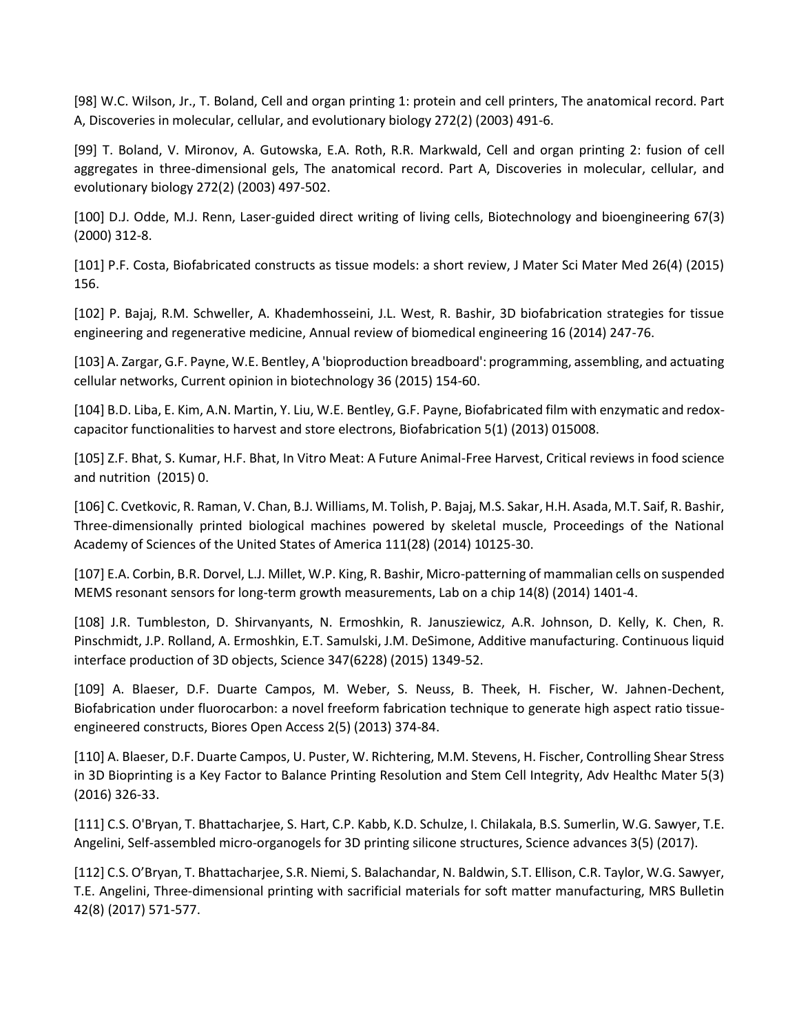[98] W.C. Wilson, Jr., T. Boland, Cell and organ printing 1: protein and cell printers, The anatomical record. Part A, Discoveries in molecular, cellular, and evolutionary biology 272(2) (2003) 491-6.

[99] T. Boland, V. Mironov, A. Gutowska, E.A. Roth, R.R. Markwald, Cell and organ printing 2: fusion of cell aggregates in three-dimensional gels, The anatomical record. Part A, Discoveries in molecular, cellular, and evolutionary biology 272(2) (2003) 497-502.

[100] D.J. Odde, M.J. Renn, Laser-guided direct writing of living cells, Biotechnology and bioengineering 67(3) (2000) 312-8.

[101] P.F. Costa, Biofabricated constructs as tissue models: a short review, J Mater Sci Mater Med 26(4) (2015) 156.

[102] P. Bajaj, R.M. Schweller, A. Khademhosseini, J.L. West, R. Bashir, 3D biofabrication strategies for tissue engineering and regenerative medicine, Annual review of biomedical engineering 16 (2014) 247-76.

[103] A. Zargar, G.F. Payne, W.E. Bentley, A 'bioproduction breadboard': programming, assembling, and actuating cellular networks, Current opinion in biotechnology 36 (2015) 154-60.

[104] B.D. Liba, E. Kim, A.N. Martin, Y. Liu, W.E. Bentley, G.F. Payne, Biofabricated film with enzymatic and redox-capacitor functionalities to harvest and store electrons, Biofabrication 5(1) (2013) 015008.

[105] Z.F. Bhat, S. Kumar, H.F. Bhat, In Vitro Meat: A Future Animal-Free Harvest, Critical reviews in food science and nutrition (2015) 0.

[106] C. Cvetkovic, R. Raman, V. Chan, B.J. Williams, M. Tolish, P. Bajaj, M.S. Sakar, H.H. Asada, M.T. Saif, R. Bashir, Three-dimensionally printed biological machines powered by skeletal muscle, Proceedings of the National Academy of Sciences of the United States of America 111(28) (2014) 10125-30.

[107] E.A. Corbin, B.R. Dorvel, L.J. Millet, W.P. King, R. Bashir, Micro-patterning of mammalian cells on suspended MEMS resonant sensors for long-term growth measurements, Lab on a chip 14(8) (2014) 1401-4.

[108] J.R. Tumbleston, D. Shirvanyants, N. Ermoshkin, R. Janusziewicz, A.R. Johnson, D. Kelly, K. Chen, R. Pinschmidt, J.P. Rolland, A. Ermoshkin, E.T. Samulski, J.M. DeSimone, Additive manufacturing. Continuous liquid interface production of 3D objects, Science 347(6228) (2015) 1349-52.

[109] A. Blaeser, D.F. Duarte Campos, M. Weber, S. Neuss, B. Theek, H. Fischer, W. Jahnen-Dechent, Biofabrication under fluorocarbon: a novel freeform fabrication technique to generate high aspect ratio tissue-engineered constructs, Biores Open Access 2(5) (2013) 374-84.

[110] A. Blaeser, D.F. Duarte Campos, U. Puster, W. Richtering, M.M. Stevens, H. Fischer, Controlling Shear Stress in 3D Bioprinting is a Key Factor to Balance Printing Resolution and Stem Cell Integrity, Adv Healthc Mater 5(3) (2016) 326-33.

[111] C.S. O'Bryan, T. Bhattacharjee, S. Hart, C.P. Kabb, K.D. Schulze, I. Chilakala, B.S. Sumerlin, W.G. Sawyer, T.E. Angelini, Self-assembled micro-organogels for 3D printing silicone structures, Science advances 3(5) (2017).

[112] C.S. O'Bryan, T. Bhattacharjee, S.R. Niemi, S. Balachandar, N. Baldwin, S.T. Ellison, C.R. Taylor, W.G. Sawyer, T.E. Angelini, Three-dimensional printing with sacrificial materials for soft matter manufacturing, MRS Bulletin 42(8) (2017) 571-577.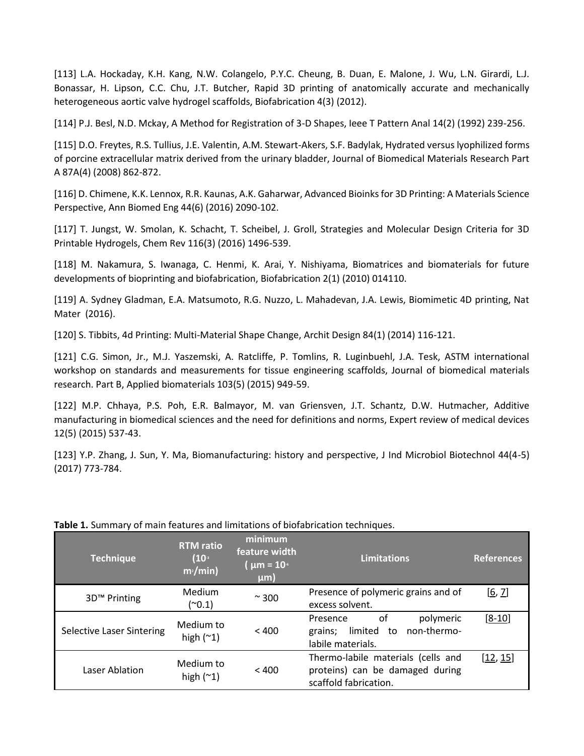[113] L.A. Hockaday, K.H. Kang, N.W. Colangelo, P.Y.C. Cheung, B. Duan, E. Malone, J. Wu, L.N. Girardi, L.J. Bonassar, H. Lipson, C.C. Chu, J.T. Butcher, Rapid 3D printing of anatomically accurate and mechanically heterogeneous aortic valve hydrogel scaffolds, Biofabrication 4(3) (2012).

[114] P.J. Besl, N.D. Mckay, A Method for Registration of 3-D Shapes, Ieee T Pattern Anal 14(2) (1992) 239-256.

[115] D.O. Freytes, R.S. Tullius, J.E. Valentin, A.M. Stewart-Akers, S.F. Badylak, Hydrated versus lyophilized forms of porcine extracellular matrix derived from the urinary bladder, Journal of Biomedical Materials Research Part A 87A(4) (2008) 862-872.

[116] D. Chimene, K.K. Lennox, R.R. Kaunas, A.K. Gaharwar, Advanced Bioinks for 3D Printing: A Materials Science Perspective, Ann Biomed Eng 44(6) (2016) 2090-102.

[117] T. Jungst, W. Smolan, K. Schacht, T. Scheibel, J. Groll, Strategies and Molecular Design Criteria for 3D Printable Hydrogels, Chem Rev 116(3) (2016) 1496-539.

[118] M. Nakamura, S. Iwanaga, C. Henmi, K. Arai, Y. Nishiyama, Biomatrices and biomaterials for future developments of bioprinting and biofabrication, Biofabrication 2(1) (2010) 014110.

[119] A. Sydney Gladman, E.A. Matsumoto, R.G. Nuzzo, L. Mahadevan, J.A. Lewis, Biomimetic 4D printing, Nat Mater (2016).

[120] S. Tibbits, 4d Printing: Multi-Material Shape Change, Archit Design 84(1) (2014) 116-121.

[121] C.G. Simon, Jr., M.J. Yaszemski, A. Ratcliffe, P. Tomlins, R. Luginbuehl, J.A. Tesk, ASTM international workshop on standards and measurements for tissue engineering scaffolds, Journal of biomedical materials research. Part B, Applied biomaterials 103(5) (2015) 949-59.

[122] M.P. Chhaya, P.S. Poh, E.R. Balmayor, M. van Griensven, J.T. Schantz, D.W. Hutmacher, Additive manufacturing in biomedical sciences and the need for definitions and norms, Expert review of medical devices 12(5) (2015) 537-43.

[123] Y.P. Zhang, J. Sun, Y. Ma, Biomanufacturing: history and perspective, J Ind Microbiol Biotechnol 44(4-5) (2017) 773-784.

**Table 1.** Summary of main features and limitations of biofabrication techniques.

| Technique | RTM ratio ($10^{-3}$ $m^2$/min) | minimum feature width ( μm = $10^{-6}$ μm) | Limitations | References |
|---|---|---|---|---|
| 3D™ Printing | Medium (~0.1) | ~ 300 | Presence of polymeric grains and of excess solvent. | [6, 7] |
| Selective Laser Sintering | Medium to high (~1) | < 400 | Presence of polymeric grains; limited to non-thermo-labile materials. | [8-10] |
| Laser Ablation | Medium to high (~1) | < 400 | Thermo-labile materials (cells and proteins) can be damaged during scaffold fabrication. | [12, 15] |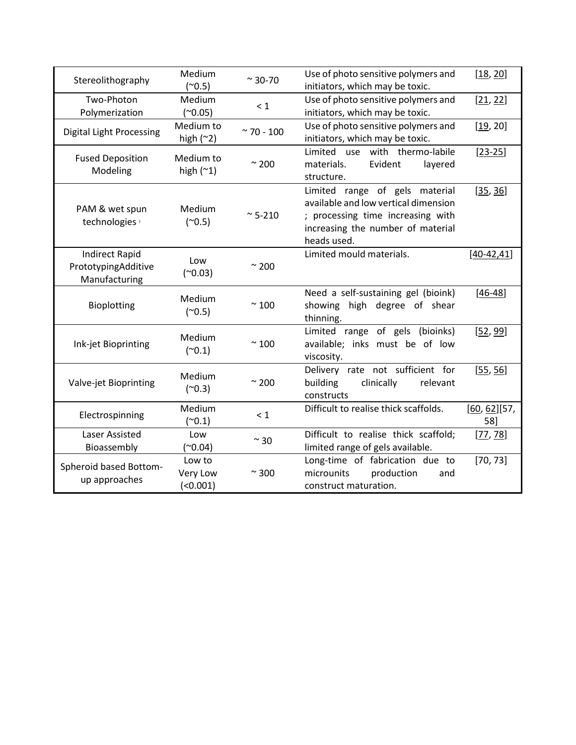| | | | | |
|---|---|---|---|---|
| Stereolithography | Medium (~0.5) | ~ 30-70 | Use of photo sensitive polymers and initiators, which may be toxic. | [18, 20] |
| Two-Photon Polymerization | Medium (~0.05) | < 1 | Use of photo sensitive polymers and initiators, which may be toxic. | [21, 22] |
| Digital Light Processing | Medium to high (~2) | ~ 70 - 100 | Use of photo sensitive polymers and initiators, which may be toxic. | [19, 20] |
| Fused Deposition Modeling | Medium to high (~1) | ~ 200 | Limited use with thermo-labile materials. Evident layered structure. | [23-25] |
| PAM & wet spun technologies [2] | Medium (~0.5) | ~ 5-210 | Limited range of gels material available and low vertical dimension ; processing time increasing with increasing the number of material heads used. | [35, 36] |
| Indirect Rapid PrototypingAdditive Manufacturing | Low (~0.03) | ~ 200 | Limited mould materials. | [40-42,41] |
| Bioplotting | Medium (~0.5) | ~ 100 | Need a self-sustaining gel (bioink) showing high degree of shear thinning. | [46-48] |
| Ink-jet Bioprinting | Medium (~0.1) | ~ 100 | Limited range of gels (bioinks) available; inks must be of low viscosity. | [52, 99] |
| Valve-jet Bioprinting | Medium (~0.3) | ~ 200 | Delivery rate not sufficient for building clinically relevant constructs | [55, 56] |
| Electrospinning | Medium (~0.1) | < 1 | Difficult to realise thick scaffolds. | [60, 62][57, 58] |
| Laser Assisted Bioassembly | Low (~0.04) | ~ 30 | Difficult to realise thick scaffold; limited range of gels available. | [77, 78] |
| Spheroid based Bottom-up approaches | Low to Very Low (<0.001) | ~ 300 | Long-time of fabrication due to microunits production and construct maturation. | [70, 73] |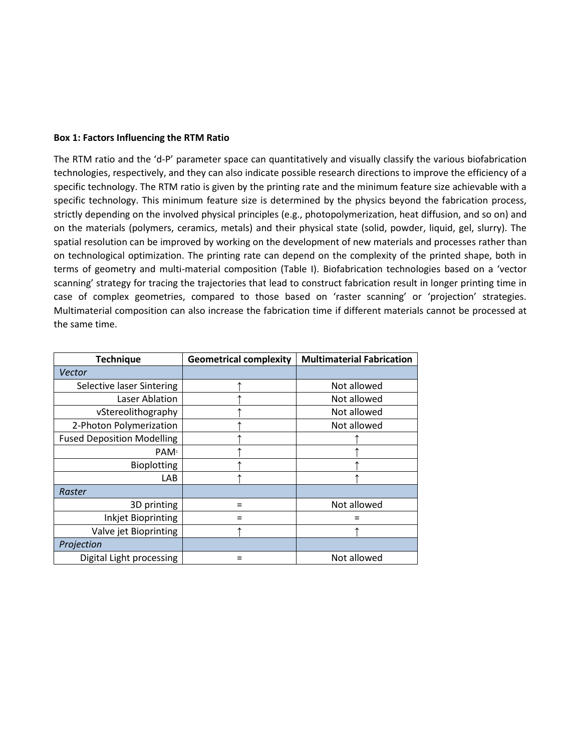**Box 1: Factors Influencing the RTM Ratio**

The RTM ratio and the 'd-P' parameter space can quantitatively and visually classify the various biofabrication technologies, respectively, and they can also indicate possible research directions to improve the efficiency of a specific technology. The RTM ratio is given by the printing rate and the minimum feature size achievable with a specific technology. This minimum feature size is determined by the physics beyond the fabrication process, strictly depending on the involved physical principles (e.g., photopolymerization, heat diffusion, and so on) and on the materials (polymers, ceramics, metals) and their physical state (solid, powder, liquid, gel, slurry). The spatial resolution can be improved by working on the development of new materials and processes rather than on technological optimization. The printing rate can depend on the complexity of the printed shape, both in terms of geometry and multi-material composition (Table I). Biofabrication technologies based on a 'vector scanning' strategy for tracing the trajectories that lead to construct fabrication result in longer printing time in case of complex geometries, compared to those based on 'raster scanning' or 'projection' strategies. Multimaterial composition can also increase the fabrication time if different materials cannot be processed at the same time.

| Technique | Geometrical complexity | Multimaterial Fabrication |
|---|---|---|
| *Vector* | | |
| Selective laser Sintering | ↑ | Not allowed |
| Laser Ablation | ↑ | Not allowed |
| vStereolithography | ↑ | Not allowed |
| 2-Photon Polymerization | ↑ | Not allowed |
| Fused Deposition Modelling | ↑ | ↑ |
| PAM[2] | ↑ | ↑ |
| Bioplotting | ↑ | ↑ |
| LAB | ↑ | ↑ |
| *Raster* | | |
| 3D printing | = | Not allowed |
| Inkjet Bioprinting | = | = |
| Valve jet Bioprinting | ↑ | ↑ |
| *Projection* | | |
| Digital Light processing | = | Not allowed |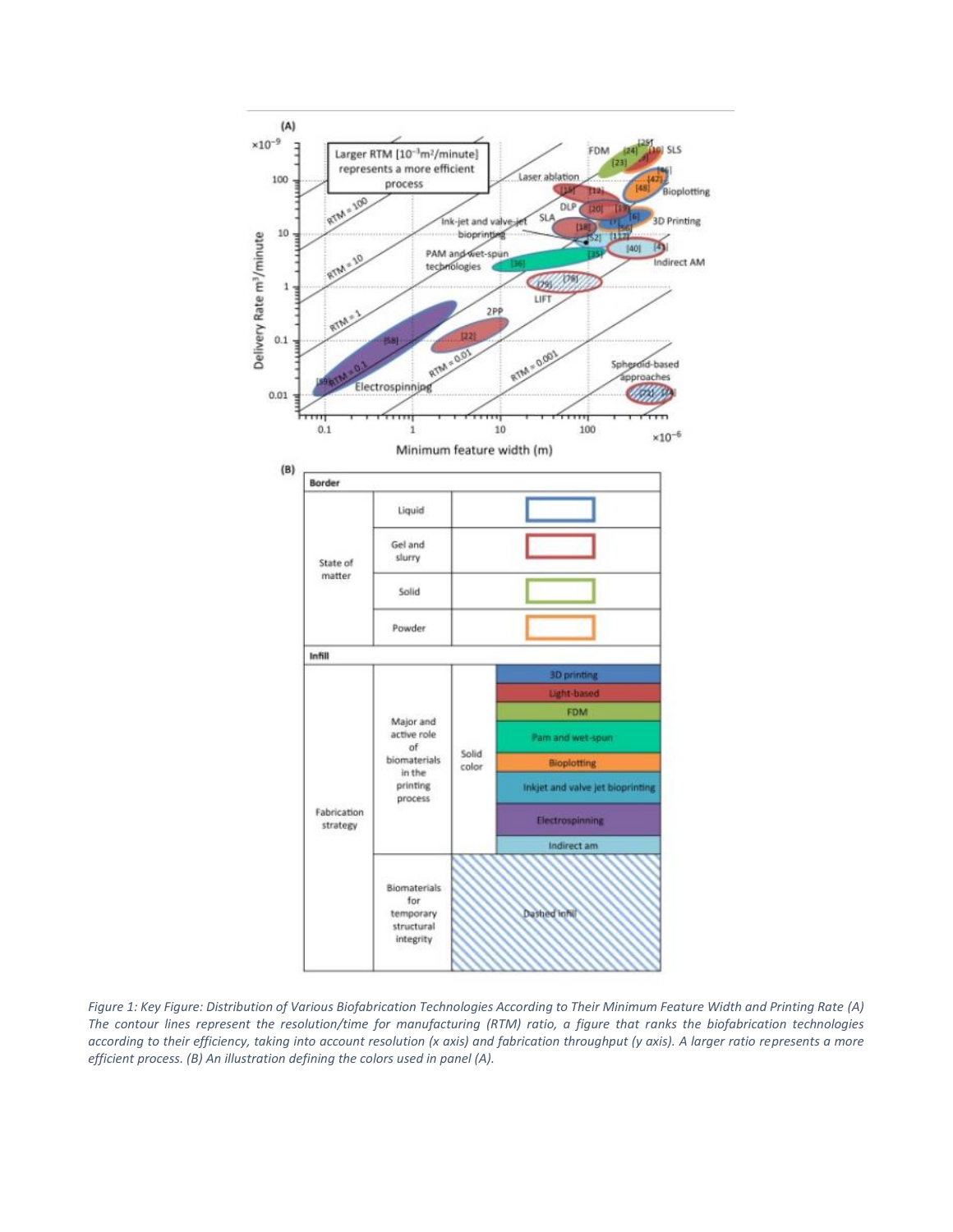*Figure 1: Key Figure: Distribution of Various Biofabrication Technologies According to Their Minimum Feature Width and Printing Rate (A) The contour lines represent the resolution/time for manufacturing (RTM) ratio, a figure that ranks the biofabrication technologies according to their efficiency, taking into account resolution (x axis) and fabrication throughput (y axis). A larger ratio represents a more efficient process. (B) An illustration defining the colors used in panel (A).*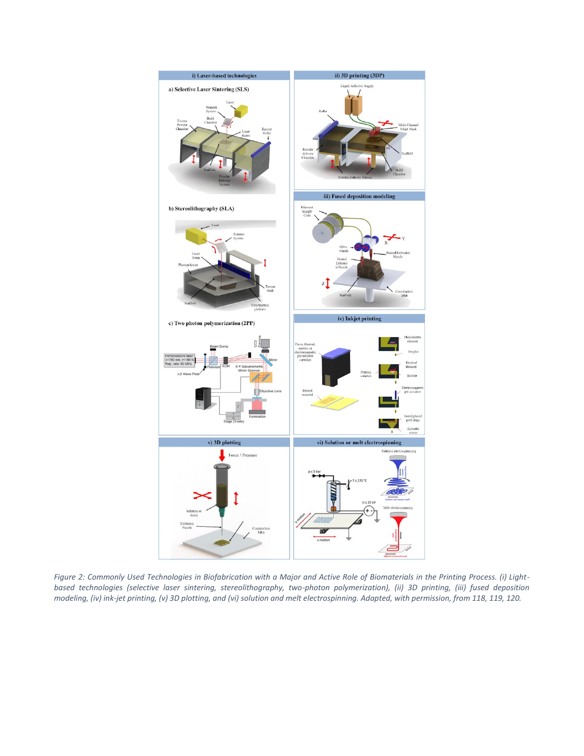*Figure 2: Commonly Used Technologies in Biofabrication with a Major and Active Role of Biomaterials in the Printing Process. (i) Light-based technologies (selective laser sintering, stereolithography, two-photon polymerization), (ii) 3D printing, (iii) fused deposition modeling, (iv) ink-jet printing, (v) 3D plotting, and (vi) solution and melt electrospinning. Adapted, with permission, from 118, 119, 120.*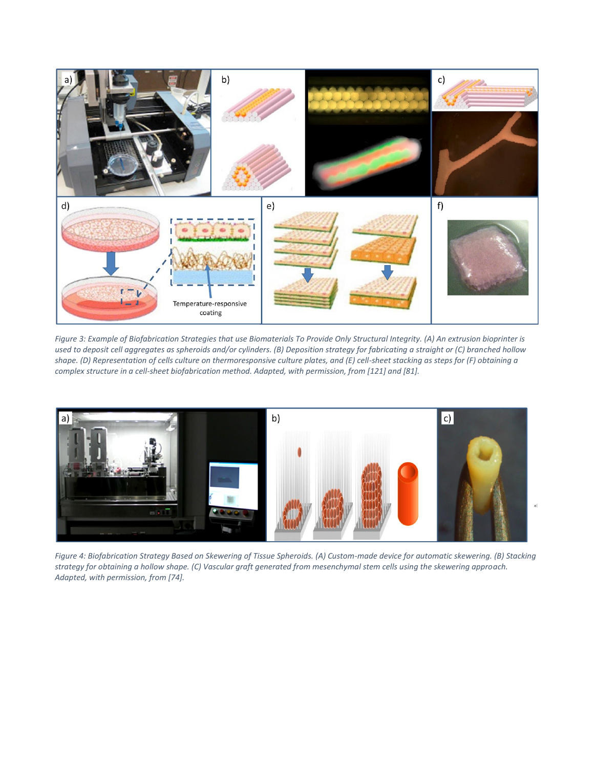Figure 3: Example of Biofabrication Strategies that use Biomaterials To Provide Only Structural Integrity. (A) An extrusion bioprinter is used to deposit cell aggregates as spheroids and/or cylinders. (B) Deposition strategy for fabricating a straight or (C) branched hollow shape. (D) Representation of cells culture on thermoresponsive culture plates, and (E) cell-sheet stacking as steps for (F) obtaining a complex structure in a cell-sheet biofabrication method. Adapted, with permission, from [121] and [81].

Figure 4: Biofabrication Strategy Based on Skewering of Tissue Spheroids. (A) Custom-made device for automatic skewering. (B) Stacking strategy for obtaining a hollow shape. (C) Vascular graft generated from mesenchymal stem cells using the skewering approach. Adapted, with permission, from [74].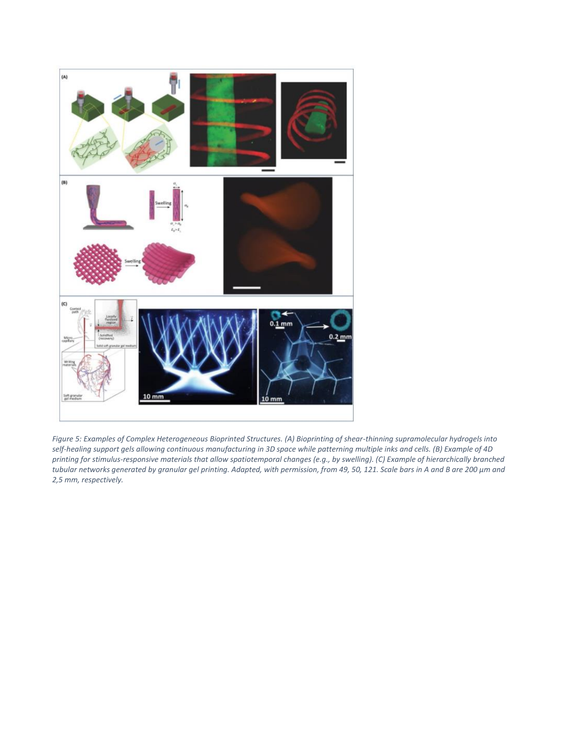*Figure 5: Examples of Complex Heterogeneous Bioprinted Structures. (A) Bioprinting of shear-thinning supramolecular hydrogels into self-healing support gels allowing continuous manufacturing in 3D space while patterning multiple inks and cells. (B) Example of 4D printing for stimulus-responsive materials that allow spatiotemporal changes (e.g., by swelling). (C) Example of hierarchically branched tubular networks generated by granular gel printing. Adapted, with permission, from 49, 50, 121. Scale bars in A and B are 200 µm and 2,5 mm, respectively.*